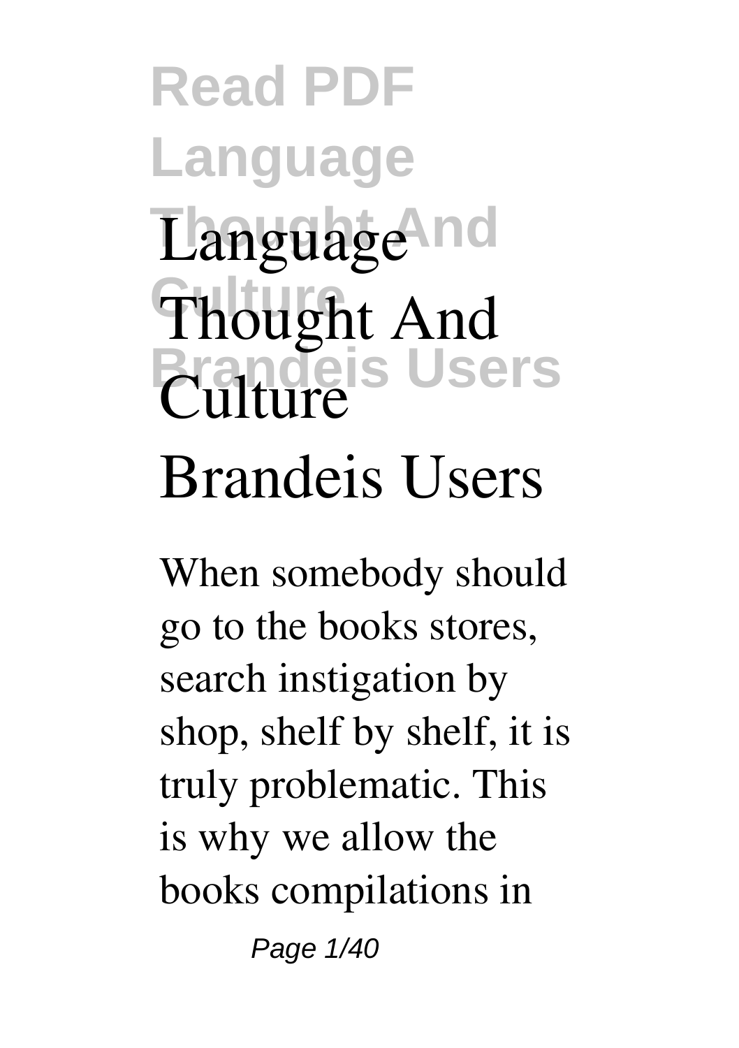# Language Thought And Culture Brandeis Users

When somebody should go to the books stores, search instigation by shop, shelf by shelf, it is truly problematic. This is why we allow the books compilations in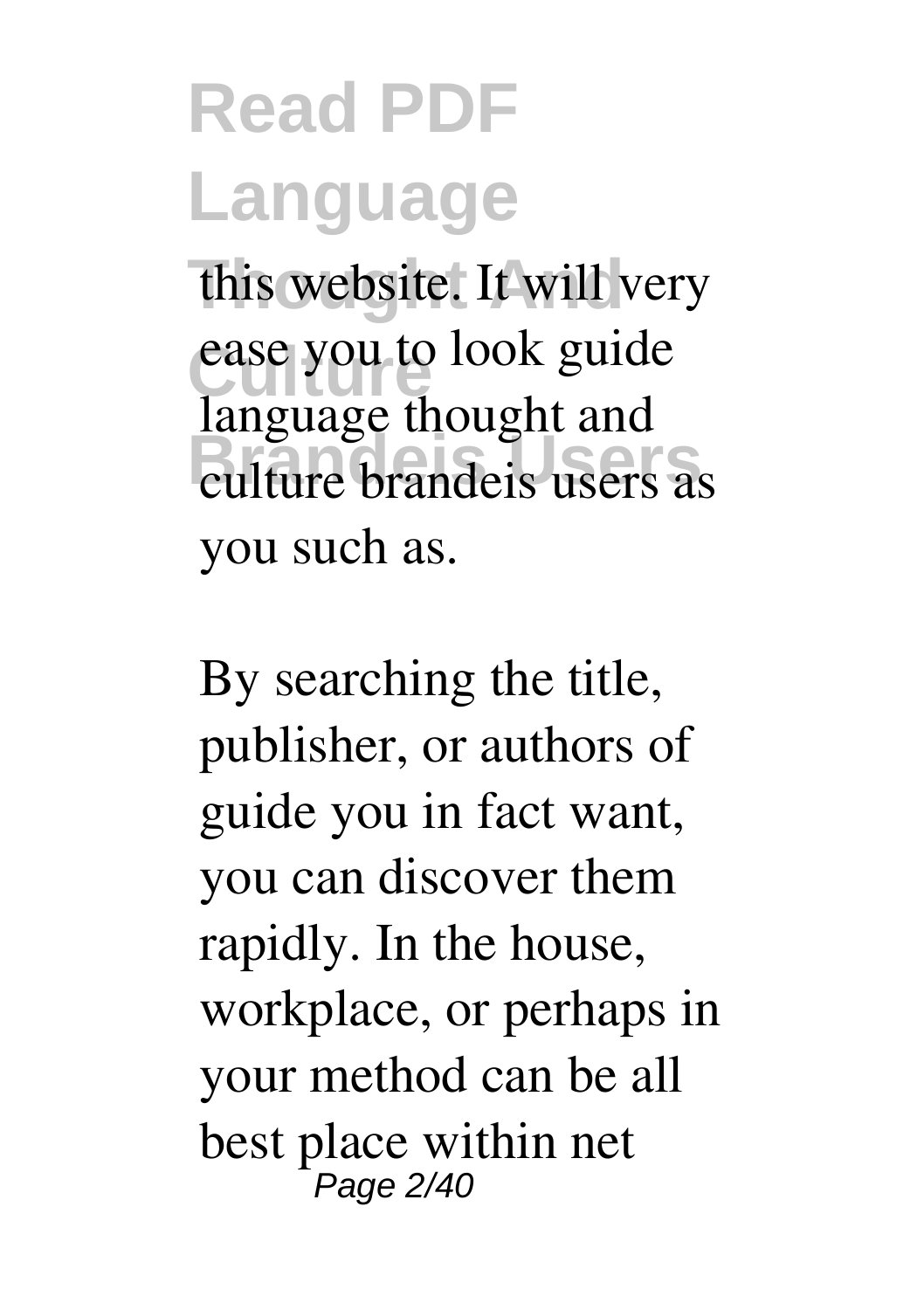this website. It will very ease you to look guide language thought and culture brandeis users as you such as.

By searching the title, publisher, or authors of guide you in fact want, you can discover them rapidly. In the house, workplace, or perhaps in your method can be all best place within net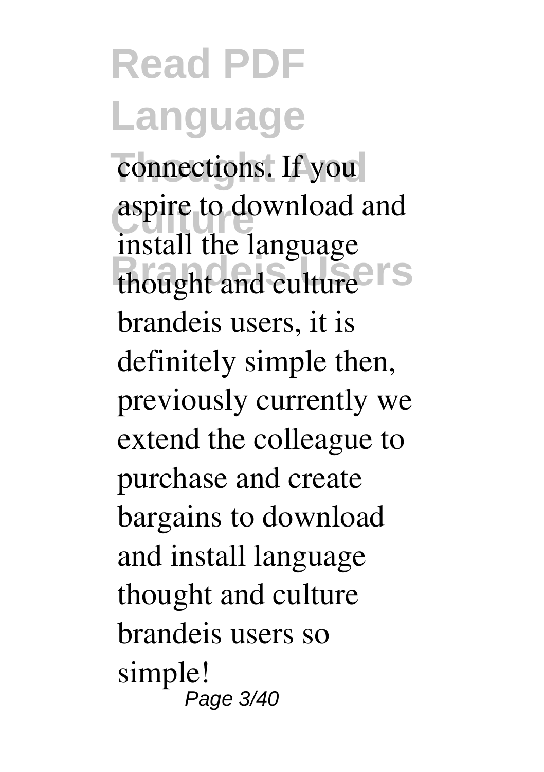connections. If you aspire to download and install the language thought and culture brandeis users, it is definitely simple then, previously currently we extend the colleague to purchase and create bargains to download and install language thought and culture brandeis users so simple!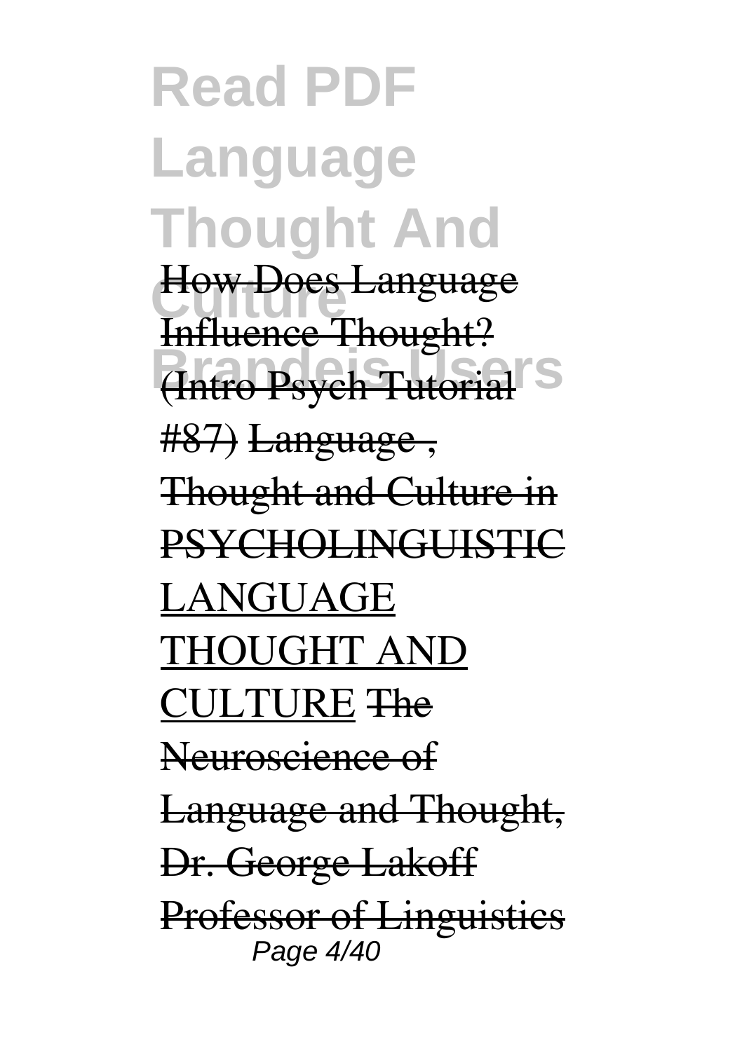# Read PDF Language Thought And Culture Brandeis Users

How Does Language Influence Thought? (Intro Psych Tutorial #87) Language , Thought and Culture in PSYCHOLINGUISTIC LANGUAGE THOUGHT AND CULTURE The Neuroscience of Language and Thought, Dr. George Lakoff Professor of Linguistics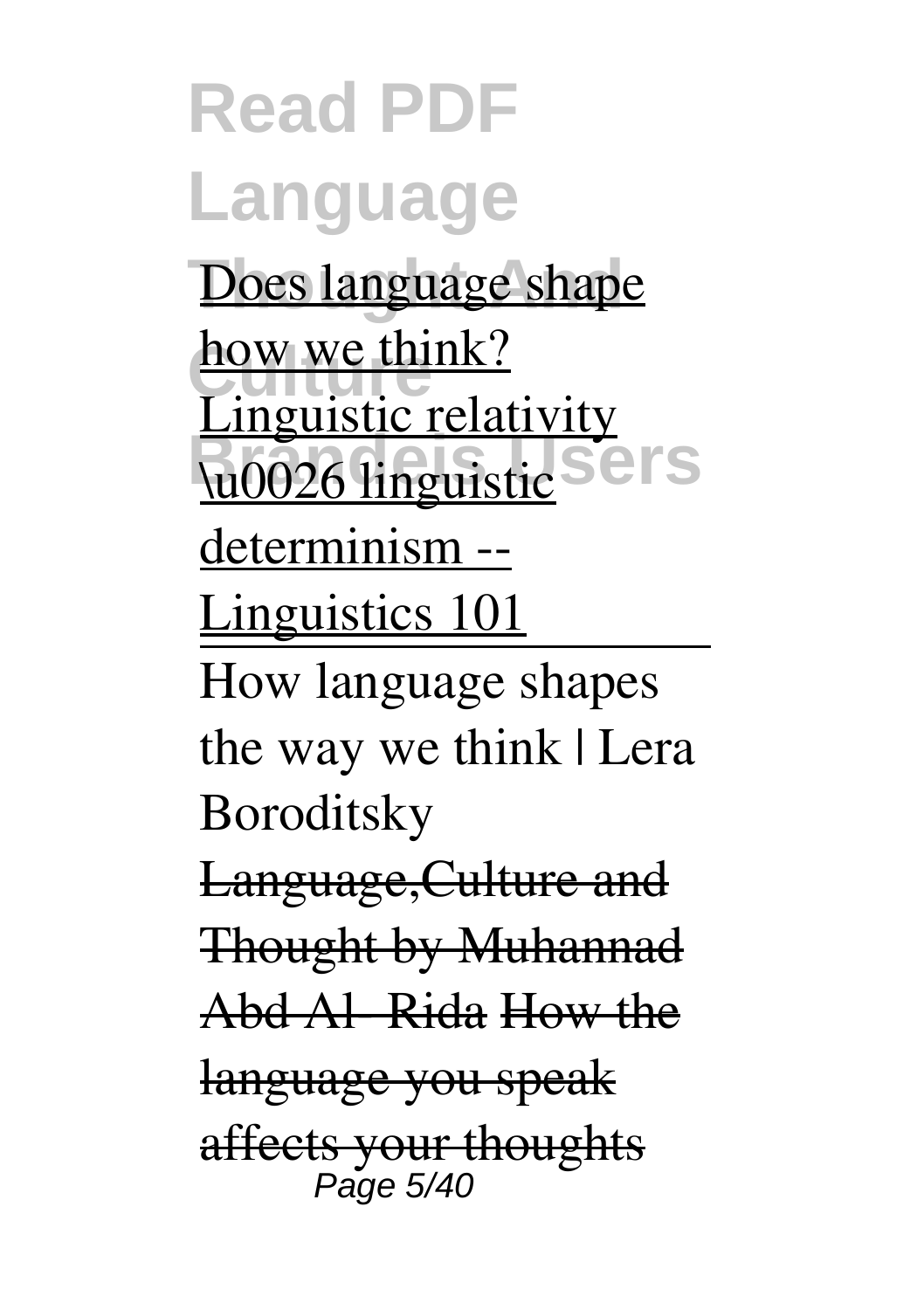Does language shape how we think? Linguistic relativity \u0026 linguistic determinism -- Linguistics 101

How language shapes the way we think | Lera Boroditsky

~~Language,Culture and Thought by Muhannad Abd Al- Rida~~ ~~How the language you speak affects your thoughts~~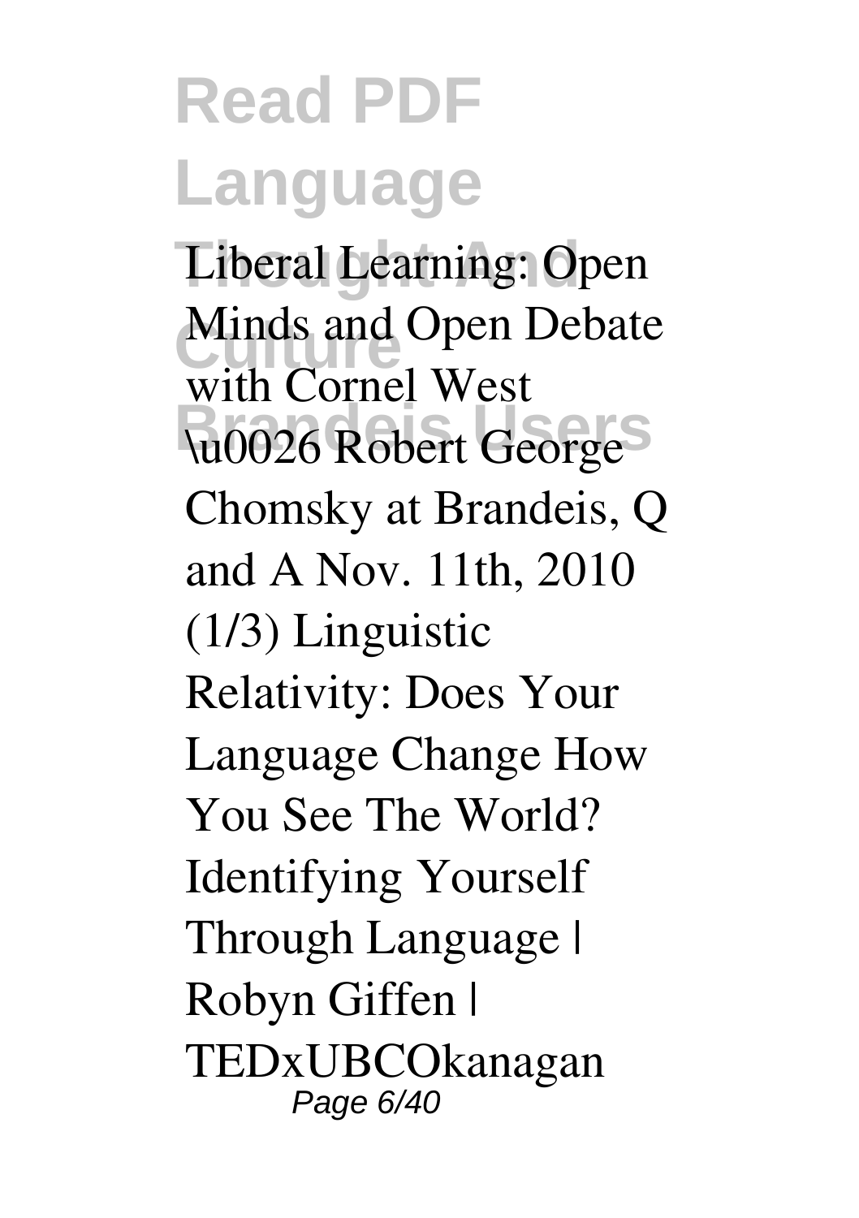**Liberal Learning: Open Minds and Open Debate with Cornel West \u0026 Robert George** Chomsky at Brandeis, Q and A Nov. 11th, 2010 (1/3) **Linguistic Relativity: Does Your Language Change How You See The World?** Identifying Yourself Through Language | Robyn Giffen | TEDxUBCOkanagan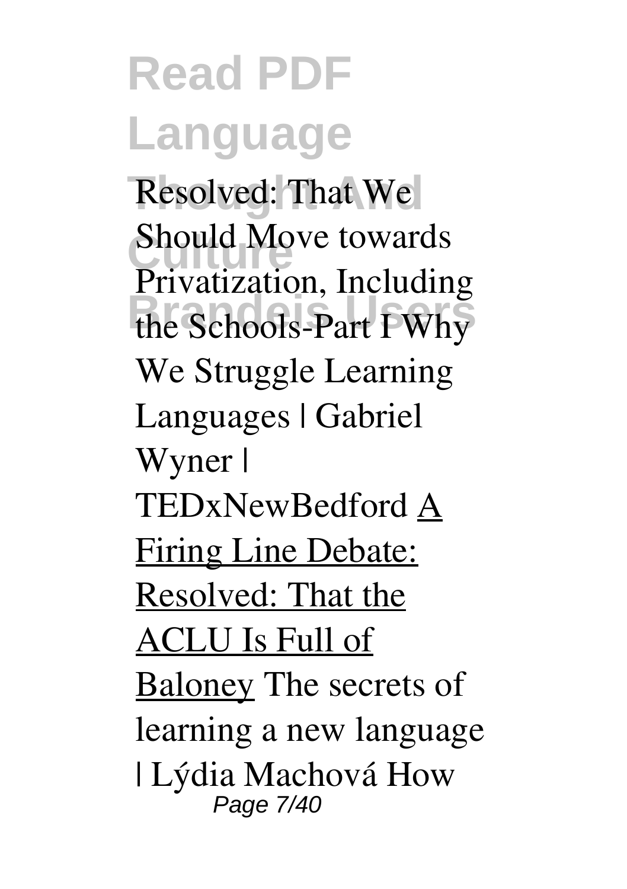Resolved: That We Should Move towards Privatization, Including the Schools-Part I Why We Struggle Learning Languages | Gabriel Wyner | TEDxNewBedford A Firing Line Debate: Resolved: That the ACLU Is Full of Baloney The secrets of learning a new language | Lýdia Machová How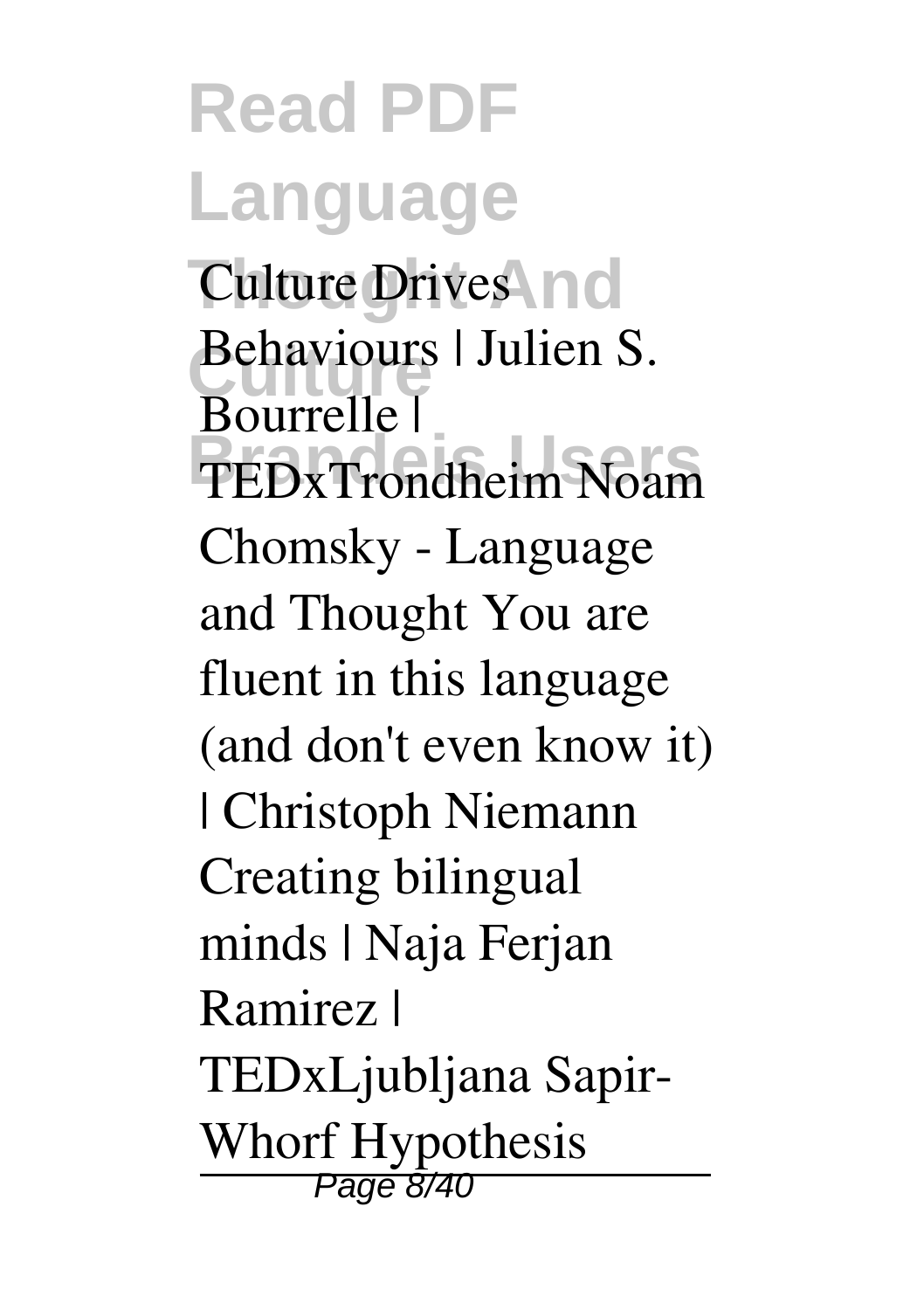Culture Drives Behaviours | Julien S. Bourrelle | TEDxTrondheim Noam Chomsky - Language and Thought You are fluent in this language (and don't even know it) | Christoph Niemann Creating bilingual minds | Naja Ferjan Ramirez | TEDxLjubljana Sapir-Whorf Hypothesis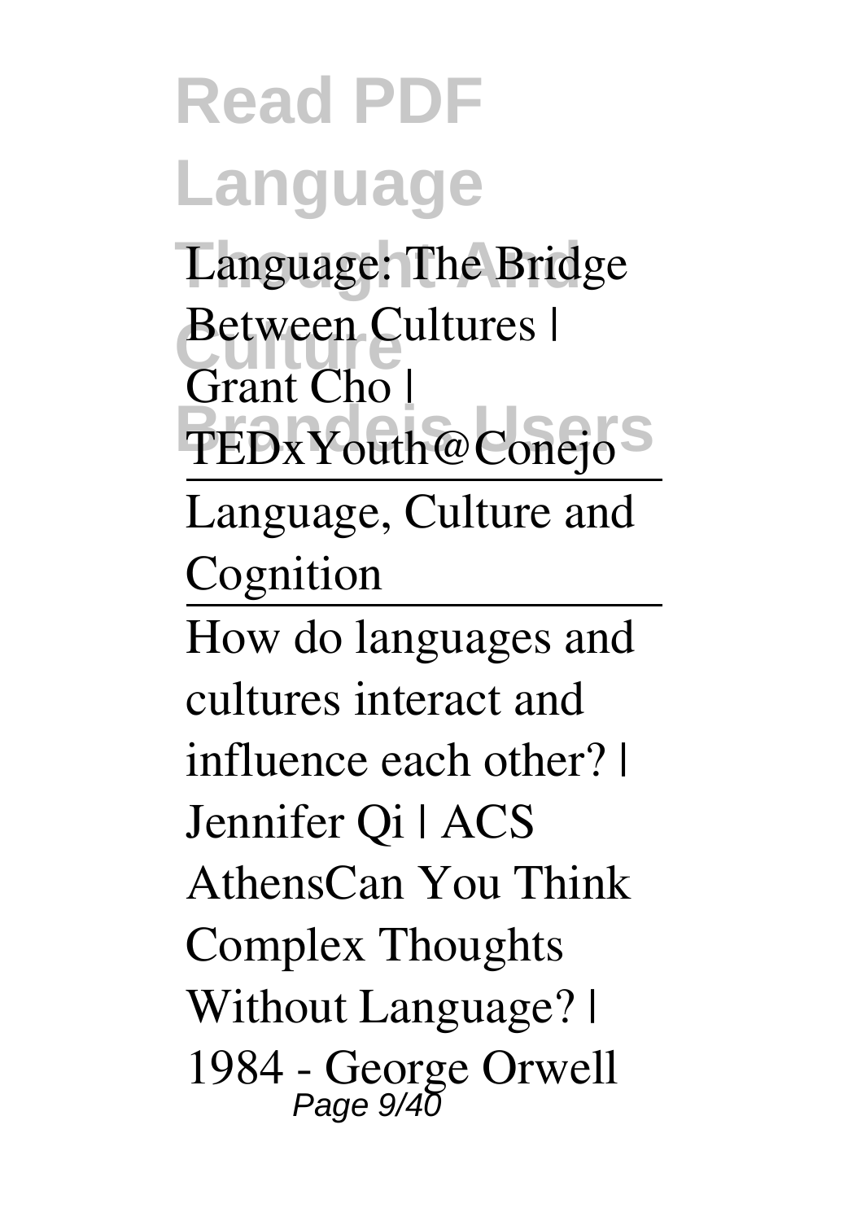Language: The Bridge Between Cultures | Grant Cho | TEDxYouth@Conejo

---

Language, Culture and Cognition

---

How do languages and cultures interact and influence each other? | Jennifer Qi | ACS AthensCan You Think Complex Thoughts Without Language? | 1984 - George Orwell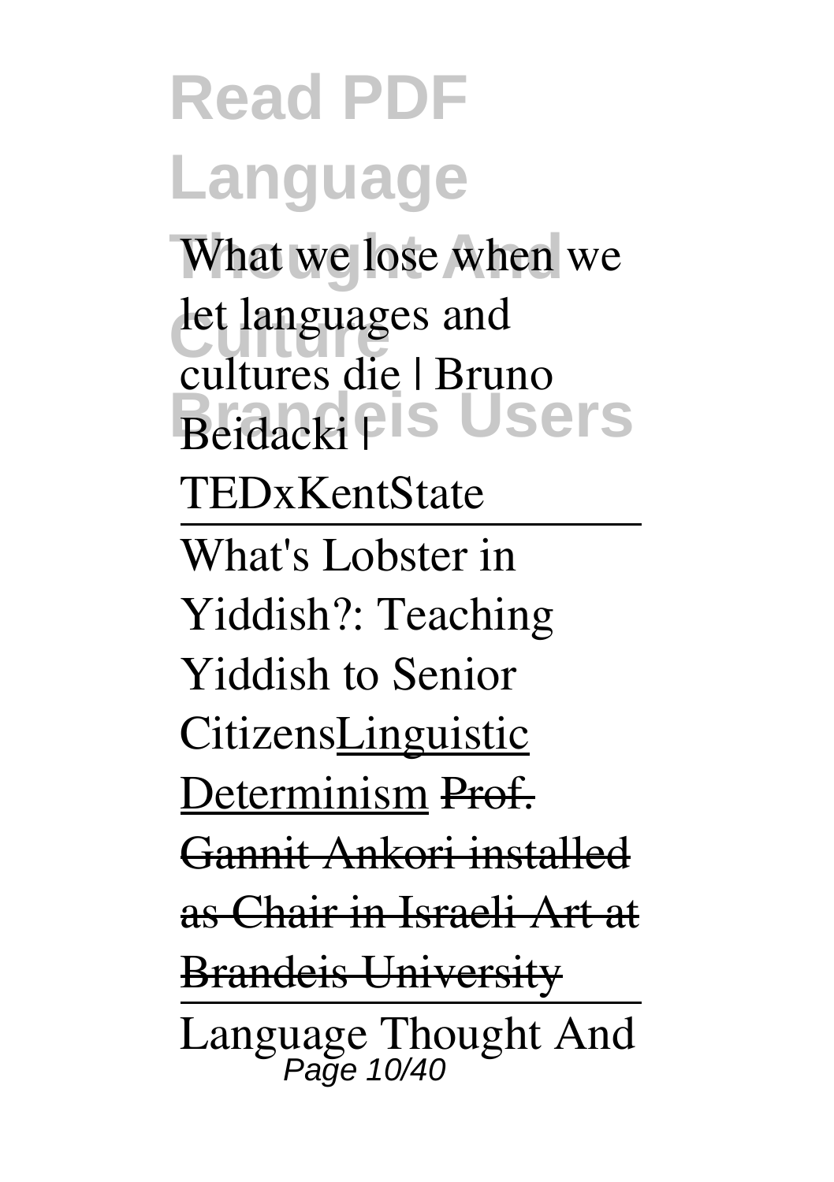What we lose when we let languages and cultures die | Bruno Beidacki | TEDxKentState

What's Lobster in Yiddish?: Teaching Yiddish to Senior CitizensLinguistic Determinism ~~Prof. Gannit Ankori installed as Chair in Israeli Art at Brandeis University~~

Language Thought And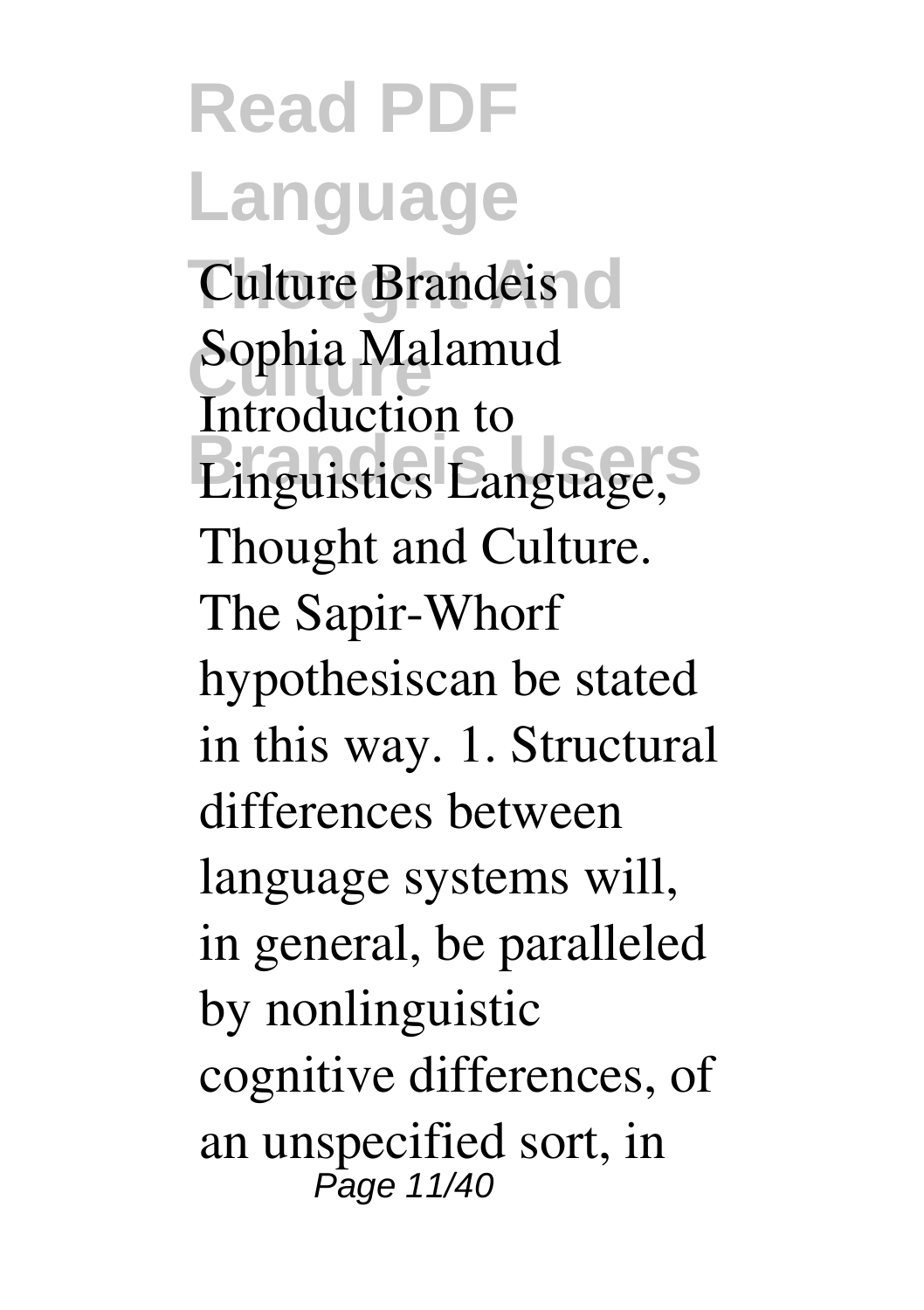Culture Brandeis Sophia Malamud Introduction to Linguistics Language, Thought and Culture. The Sapir-Whorf hypothesiscan be stated in this way. 1. Structural differences between language systems will, in general, be paralleled by nonlinguistic cognitive differences, of an unspecified sort, in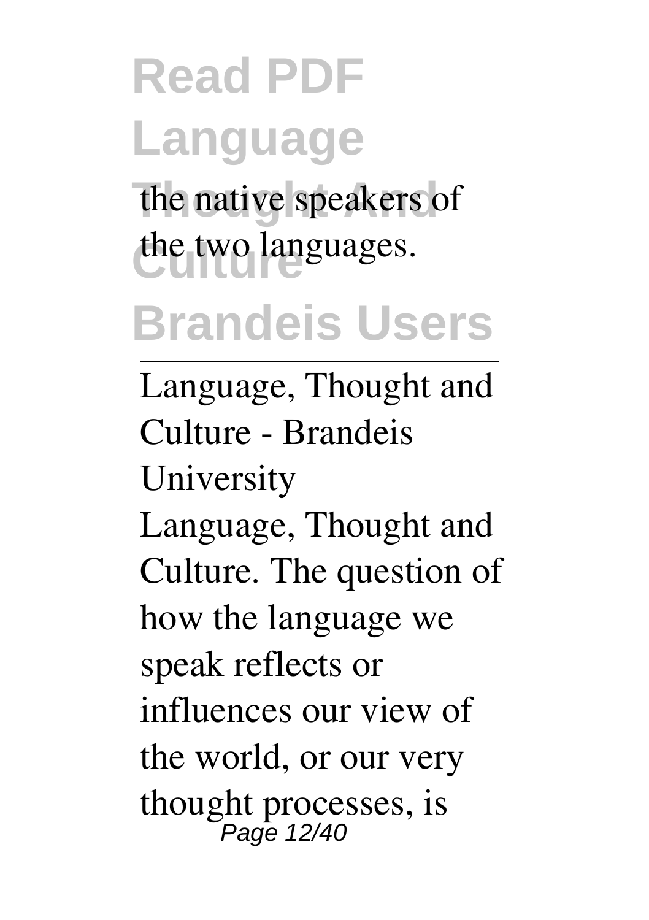the native speakers of the two languages.

---

Language, Thought and Culture - Brandeis University

Language, Thought and Culture. The question of how the language we speak reflects or influences our view of the world, or our very thought processes, is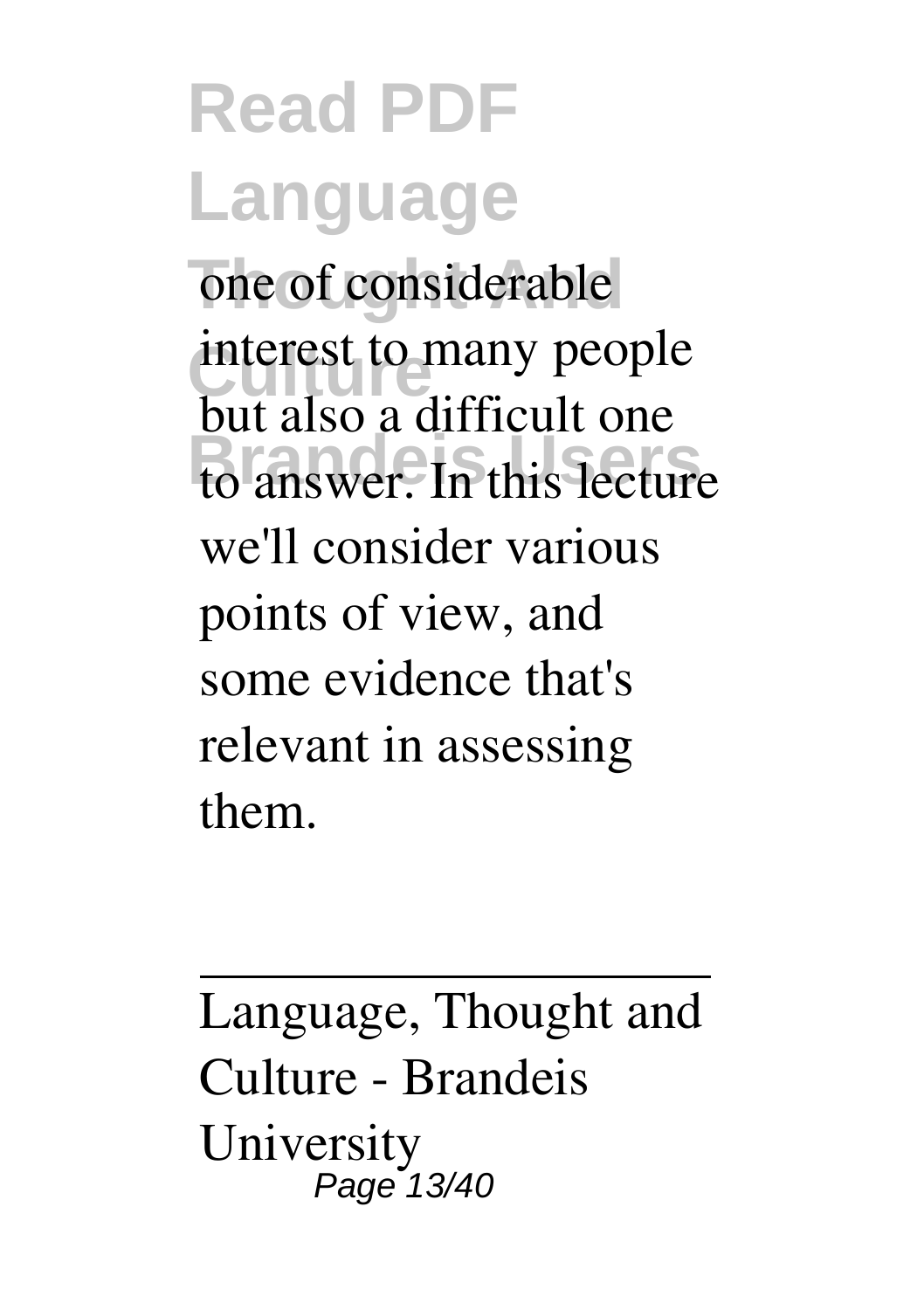one of considerable interest to many people but also a difficult one to answer. In this lecture we'll consider various points of view, and some evidence that's relevant in assessing them.

---

Language, Thought and Culture - Brandeis University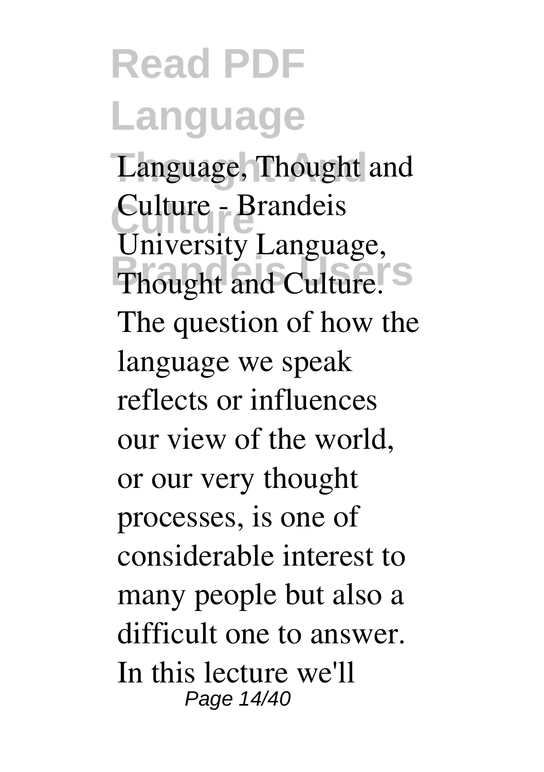Language, Thought and Culture - Brandeis University Language, Thought and Culture. The question of how the language we speak reflects or influences our view of the world, or our very thought processes, is one of considerable interest to many people but also a difficult one to answer. In this lecture we'll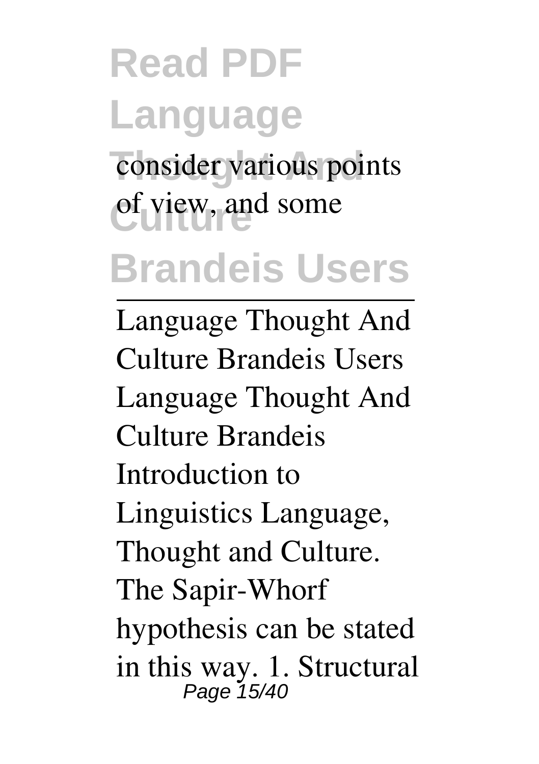consider various points of view, and some

---

Language Thought And Culture Brandeis Users
Language Thought And Culture Brandeis
Introduction to Linguistics Language, Thought and Culture. The Sapir-Whorf hypothesis can be stated in this way. 1. Structural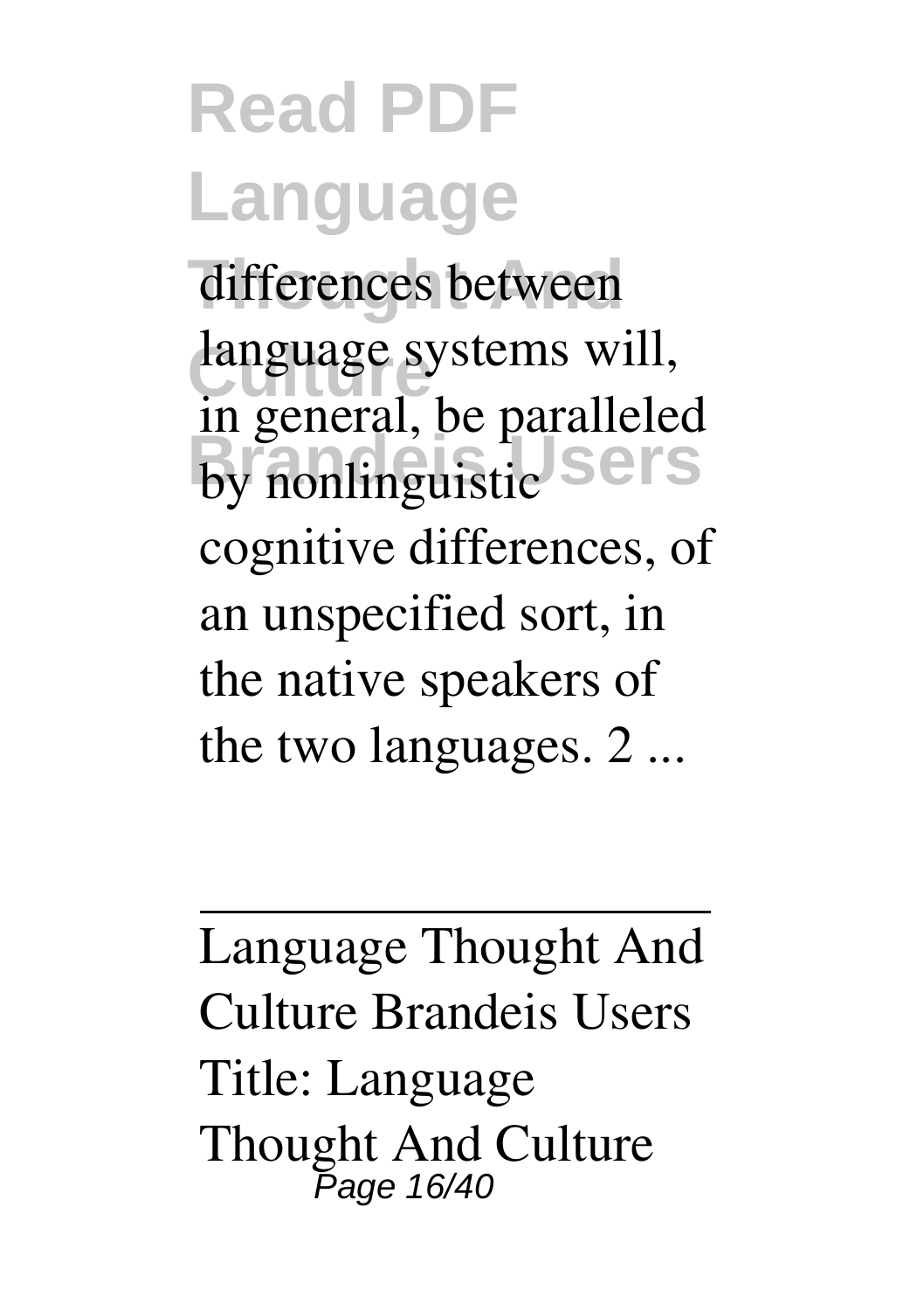differences between language systems will, in general, be paralleled by nonlinguistic cognitive differences, of an unspecified sort, in the native speakers of the two languages. 2 ...

---

Language Thought And Culture Brandeis Users
Title: Language Thought And Culture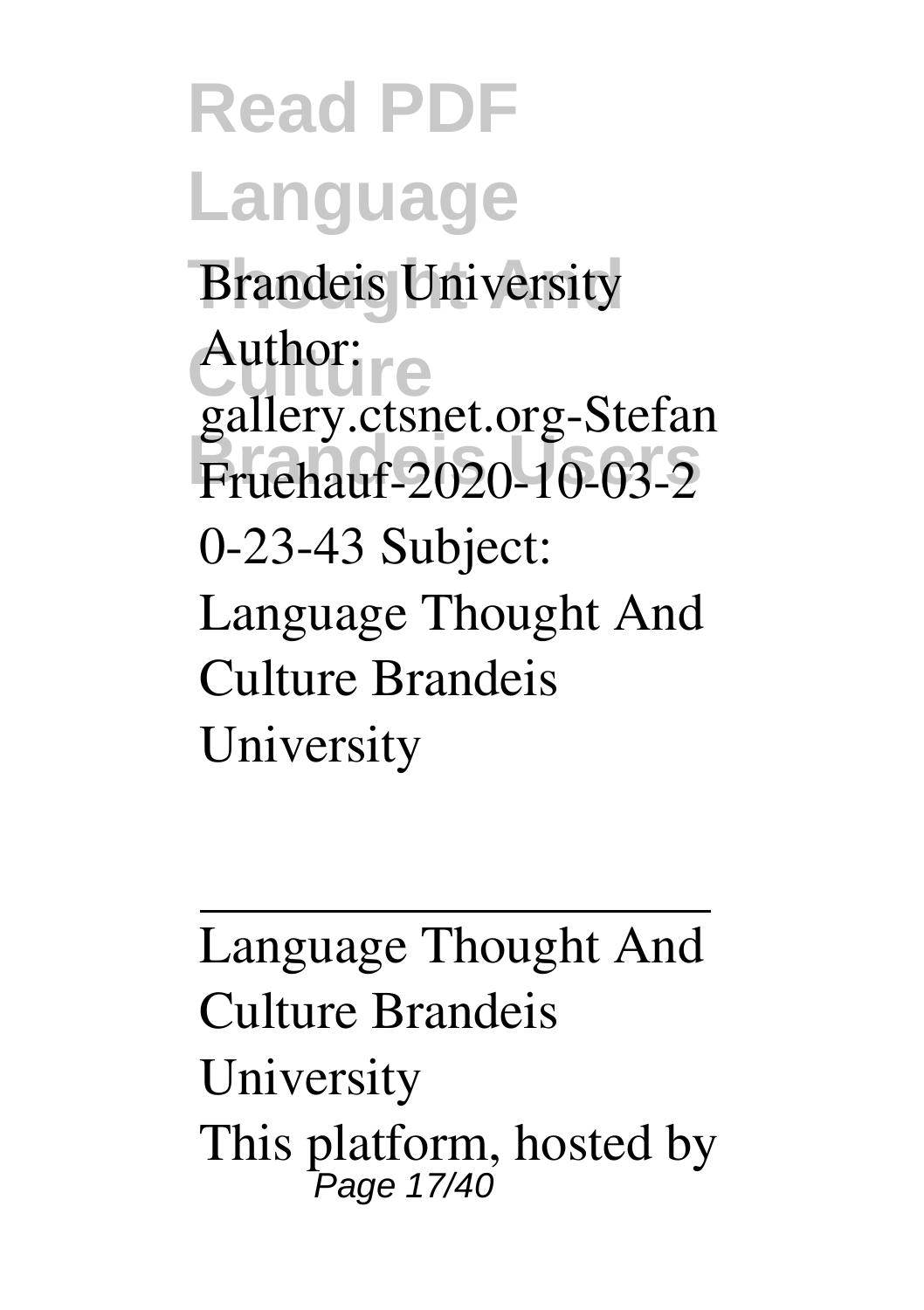Brandeis University Author: gallery.ctsnet.org-Stefan Fruehauf-2020-10-03-20-23-43 Subject: Language Thought And Culture Brandeis University

---

Language Thought And Culture Brandeis University

This platform, hosted by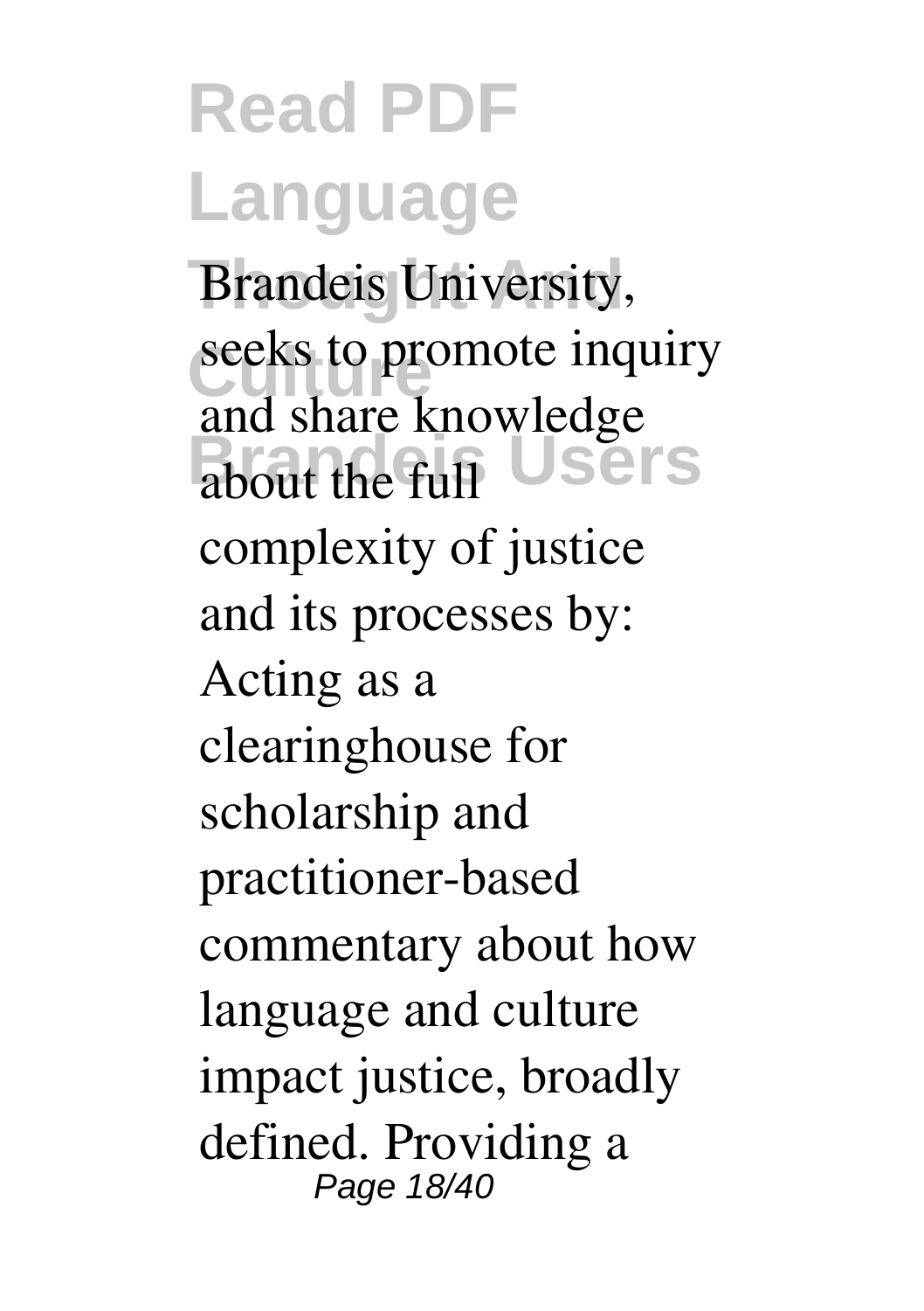Brandeis University, seeks to promote inquiry and share knowledge about the full complexity of justice and its processes by: Acting as a clearinghouse for scholarship and practitioner-based commentary about how language and culture impact justice, broadly defined. Providing a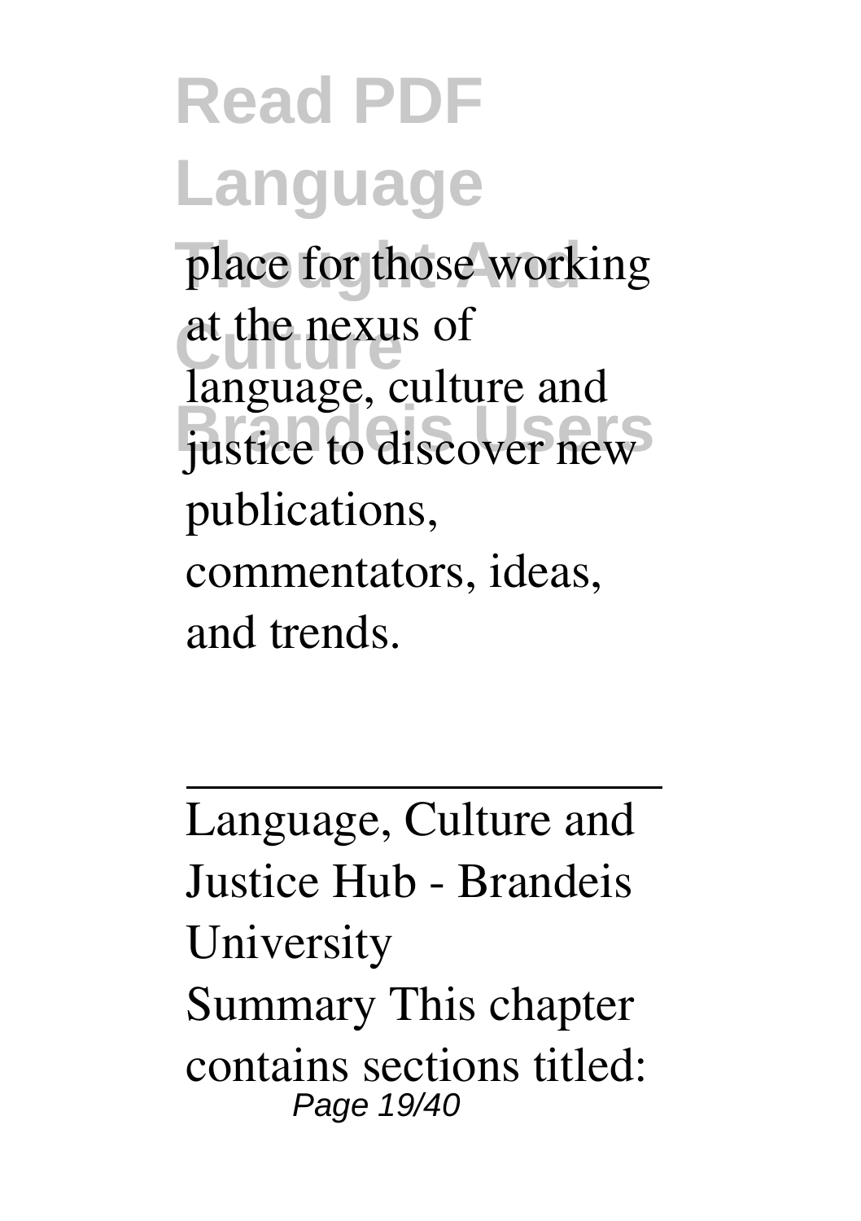place for those working at the nexus of language, culture and justice to discover new publications, commentators, ideas, and trends.

---

Language, Culture and Justice Hub - Brandeis University

Summary This chapter contains sections titled: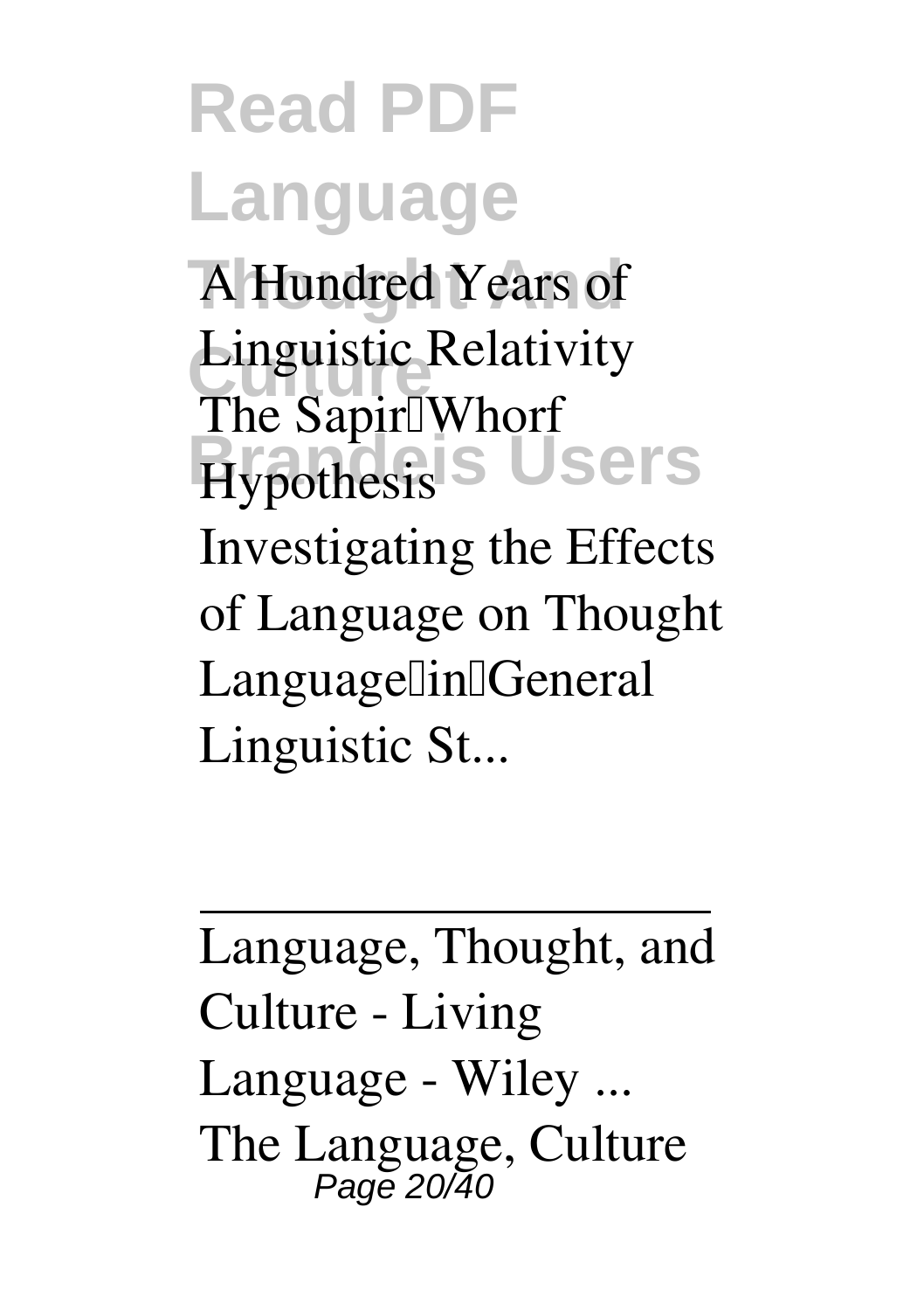A Hundred Years of Linguistic Relativity The Sapir Whorf Hypothesis Investigating the Effects of Language on Thought Language in General Linguistic St...

---

Language, Thought, and Culture - Living Language - Wiley ...

The Language, Culture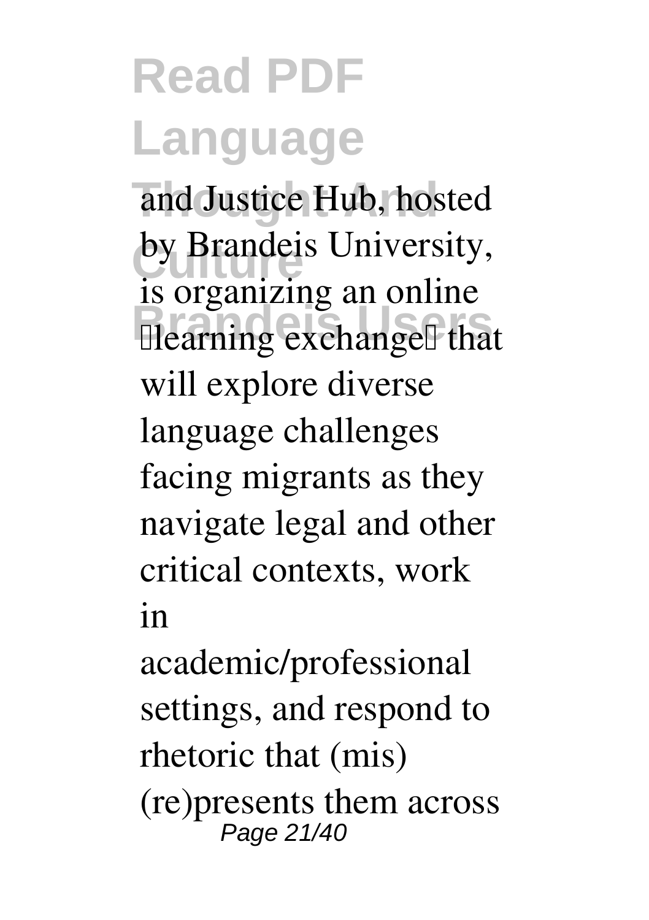and Justice Hub, hosted by Brandeis University, is organizing an online "learning exchange" that will explore diverse language challenges facing migrants as they navigate legal and other critical contexts, work in academic/professional settings, and respond to rhetoric that (mis)(re)presents them across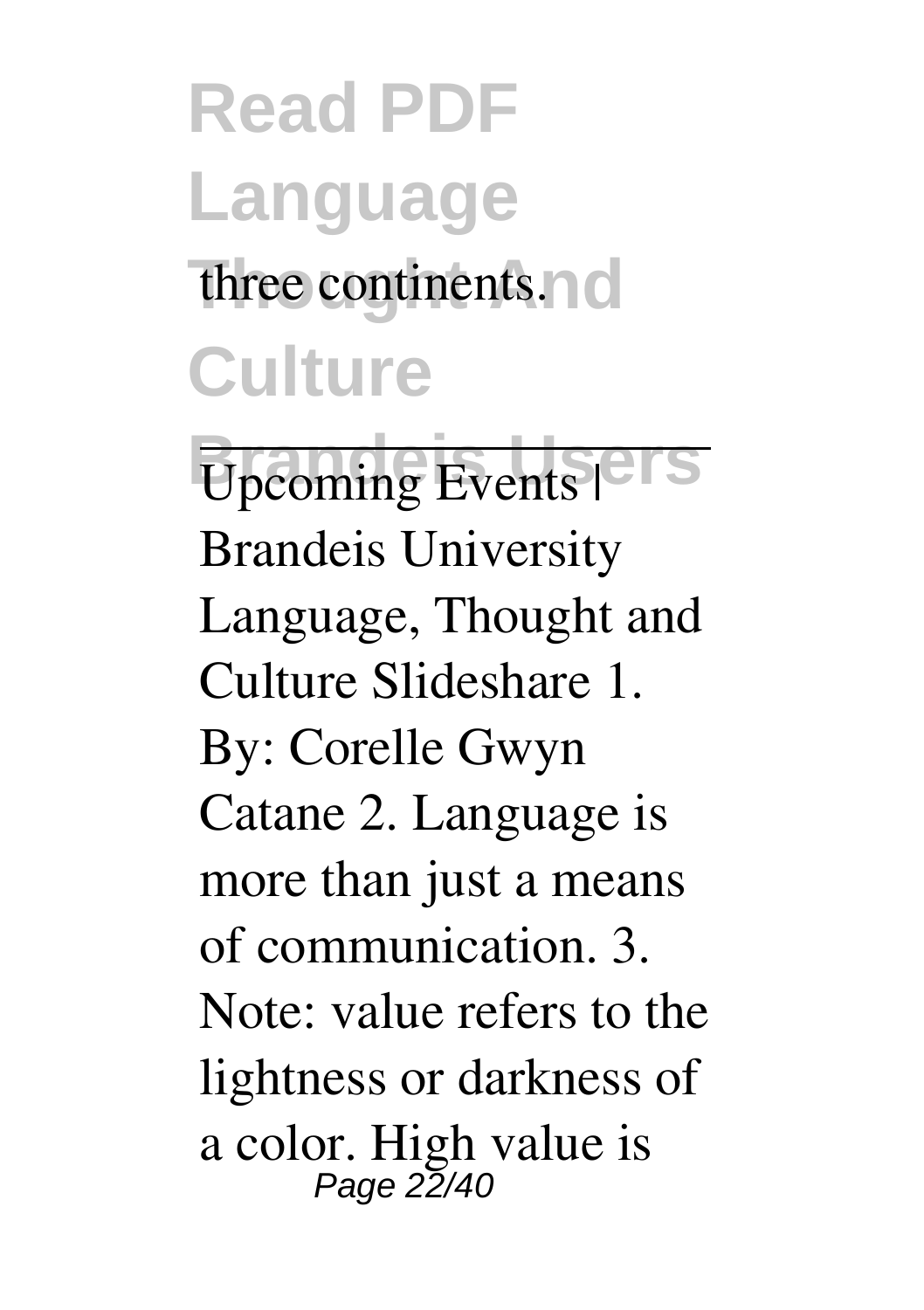three continents.

Upcoming Events | Brandeis University
Language, Thought and Culture Slideshare 1. By: Corelle Gwyn Catane 2. Language is more than just a means of communication. 3. Note: value refers to the lightness or darkness of a color. High value is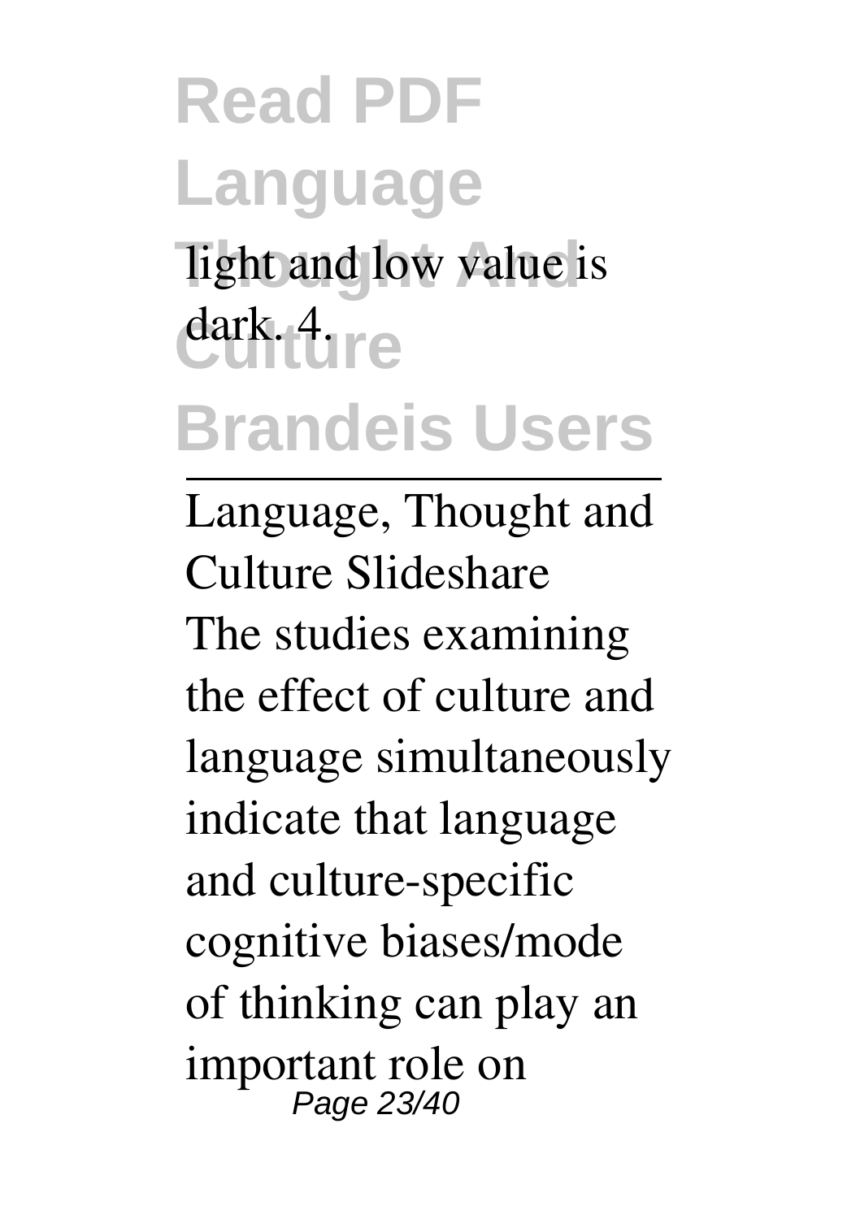light and low value is dark. 4.

Language, Thought and Culture Slideshare

The studies examining the effect of culture and language simultaneously indicate that language and culture-specific cognitive biases/mode of thinking can play an important role on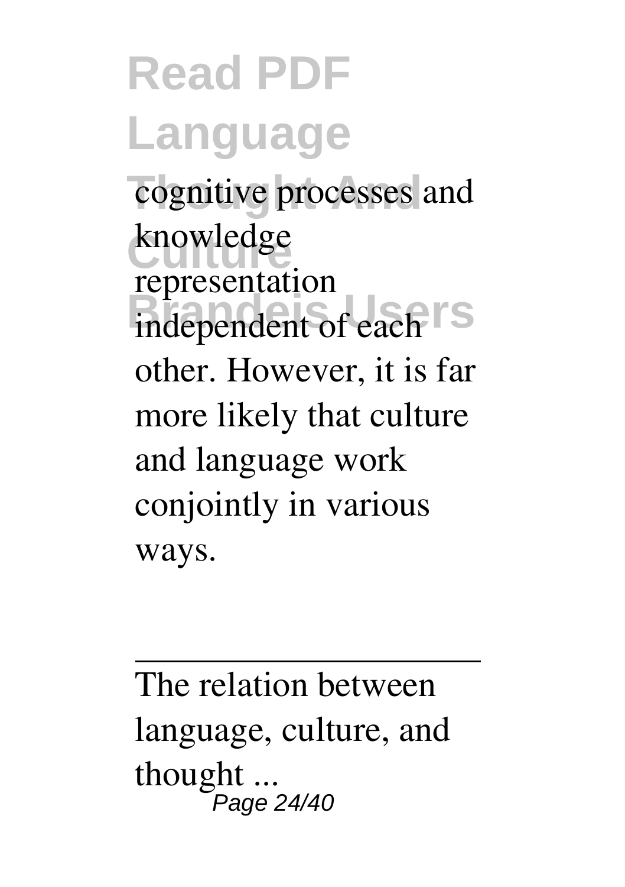cognitive processes and knowledge representation independent of each other. However, it is far more likely that culture and language work conjointly in various ways.

---

The relation between language, culture, and thought ...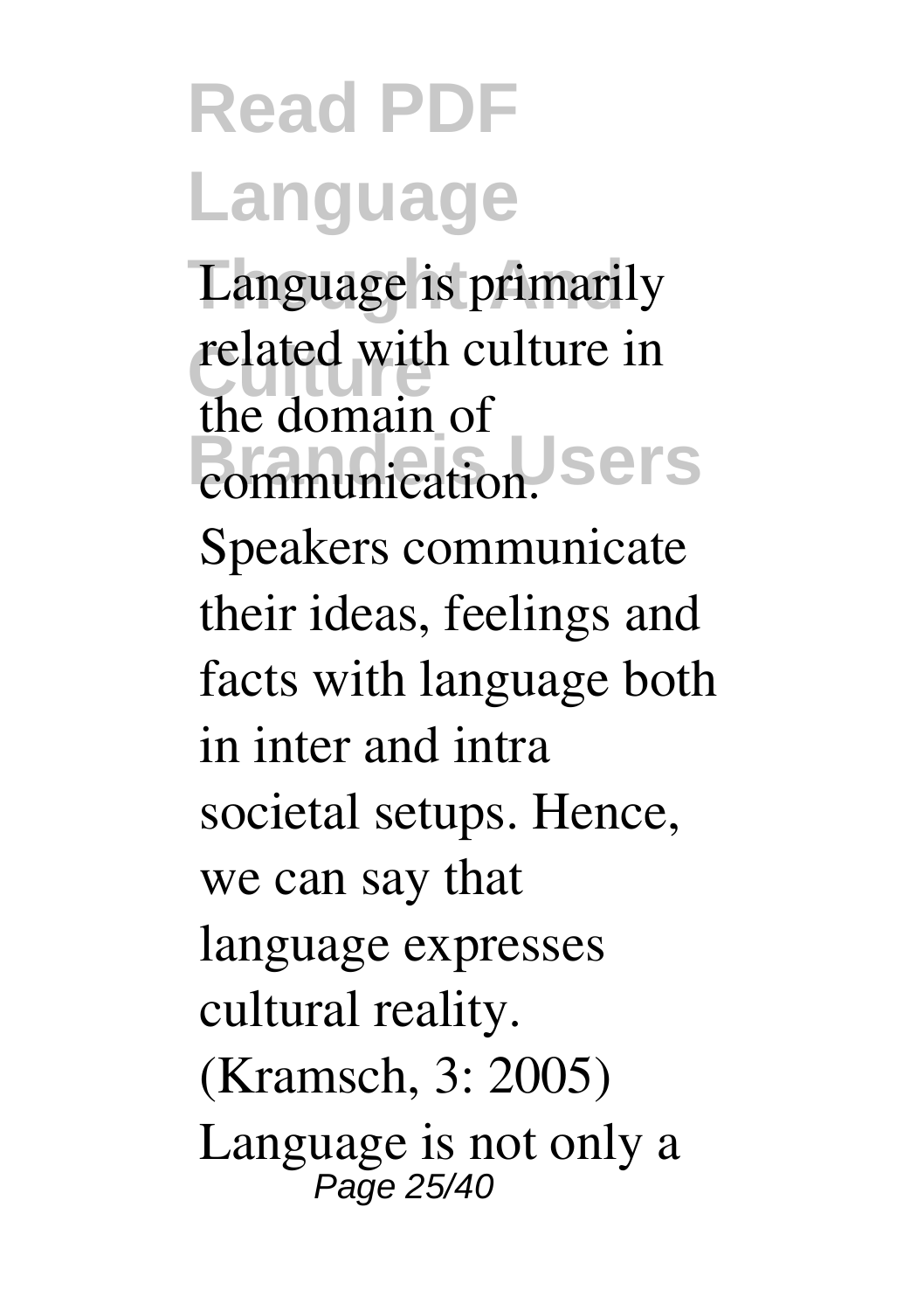Language is primarily related with culture in the domain of communication. Speakers communicate their ideas, feelings and facts with language both in inter and intra societal setups. Hence, we can say that language expresses cultural reality. (Kramsch, 3: 2005) Language is not only a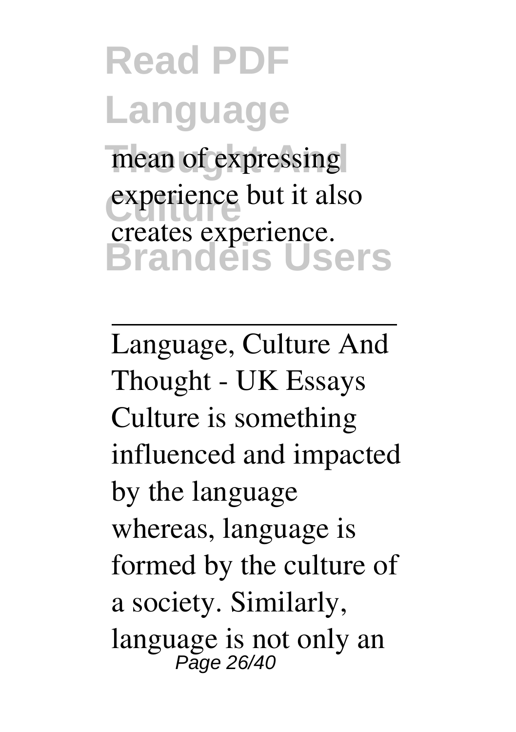mean of expressing experience but it also creates experience.

---

Language, Culture And Thought - UK Essays

Culture is something influenced and impacted by the language whereas, language is formed by the culture of a society. Similarly, language is not only an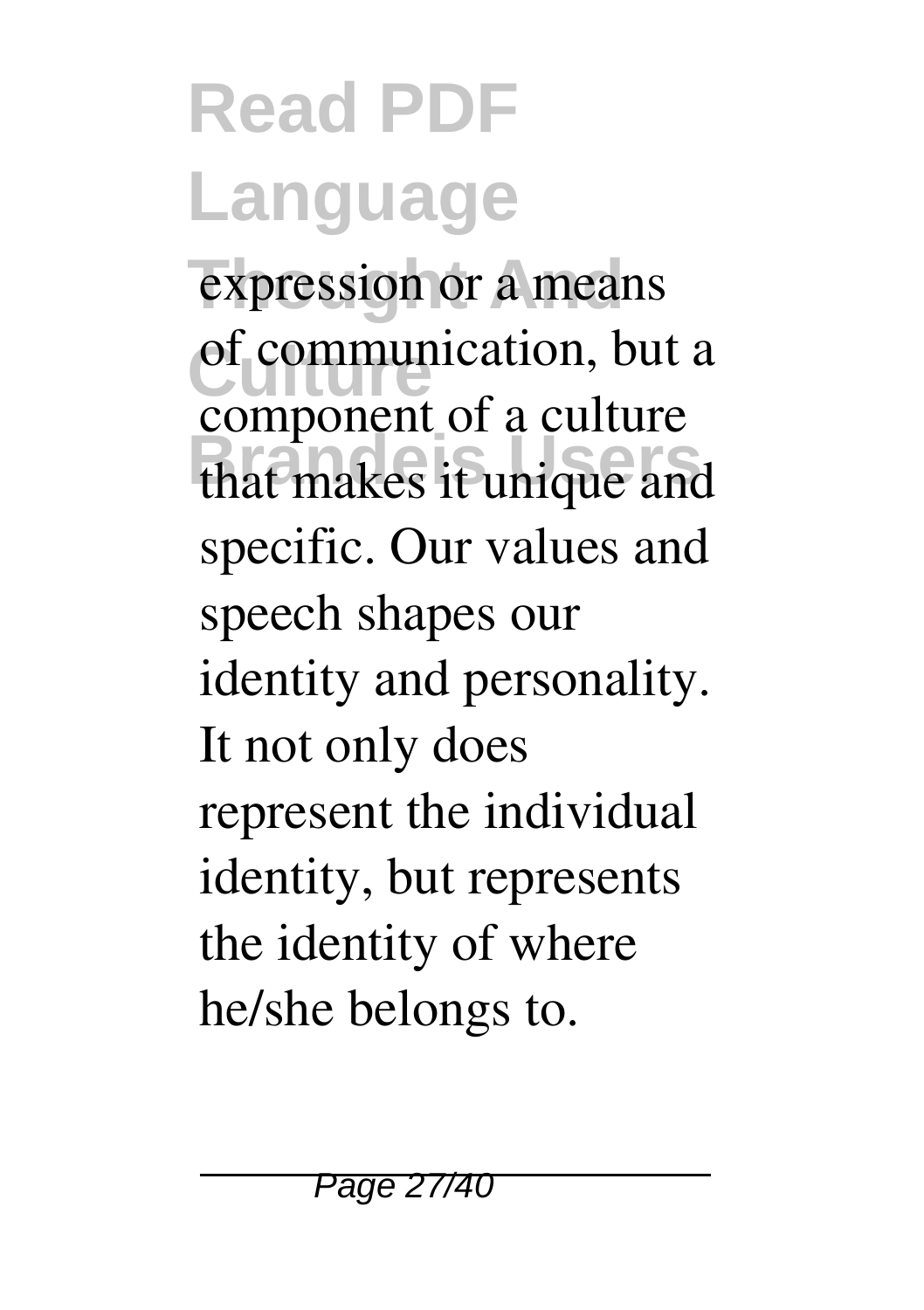expression or a means of communication, but a component of a culture that makes it unique and specific. Our values and speech shapes our identity and personality. It not only does represent the individual identity, but represents the identity of where he/she belongs to.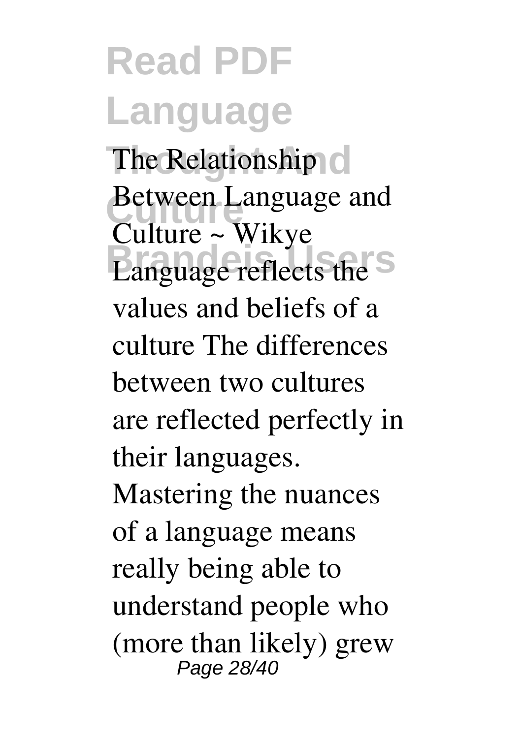The Relationship Between Language and Culture ~ Wikye Language reflects the values and beliefs of a culture The differences between two cultures are reflected perfectly in their languages. Mastering the nuances of a language means really being able to understand people who (more than likely) grew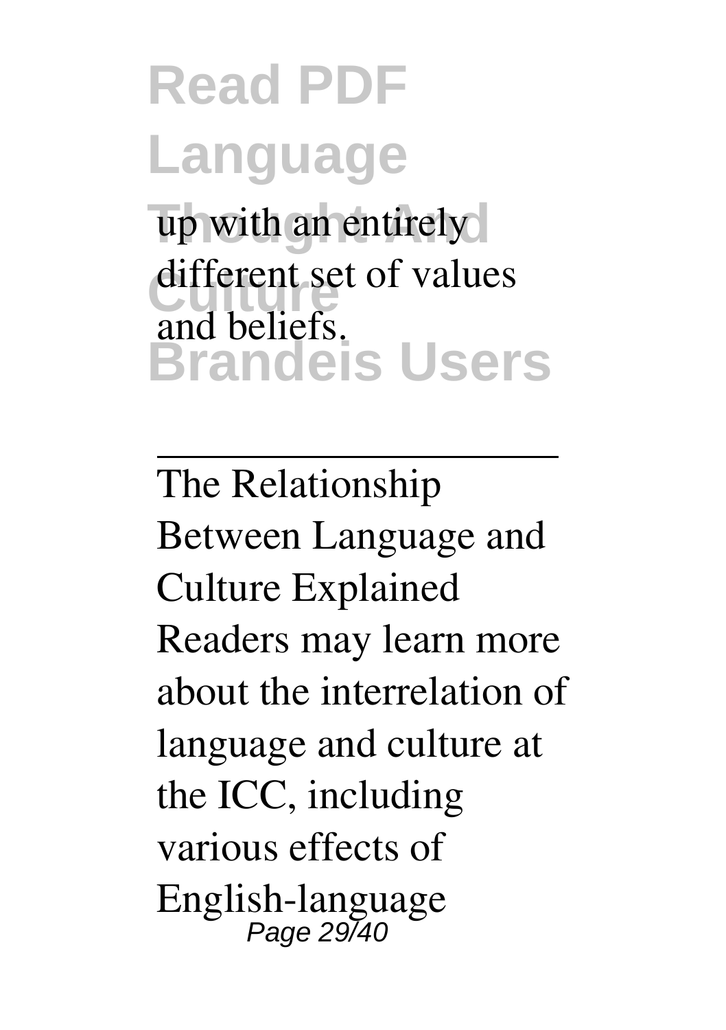up with an entirely different set of values and beliefs.

---

The Relationship Between Language and Culture Explained

Readers may learn more about the interrelation of language and culture at the ICC, including various effects of English-language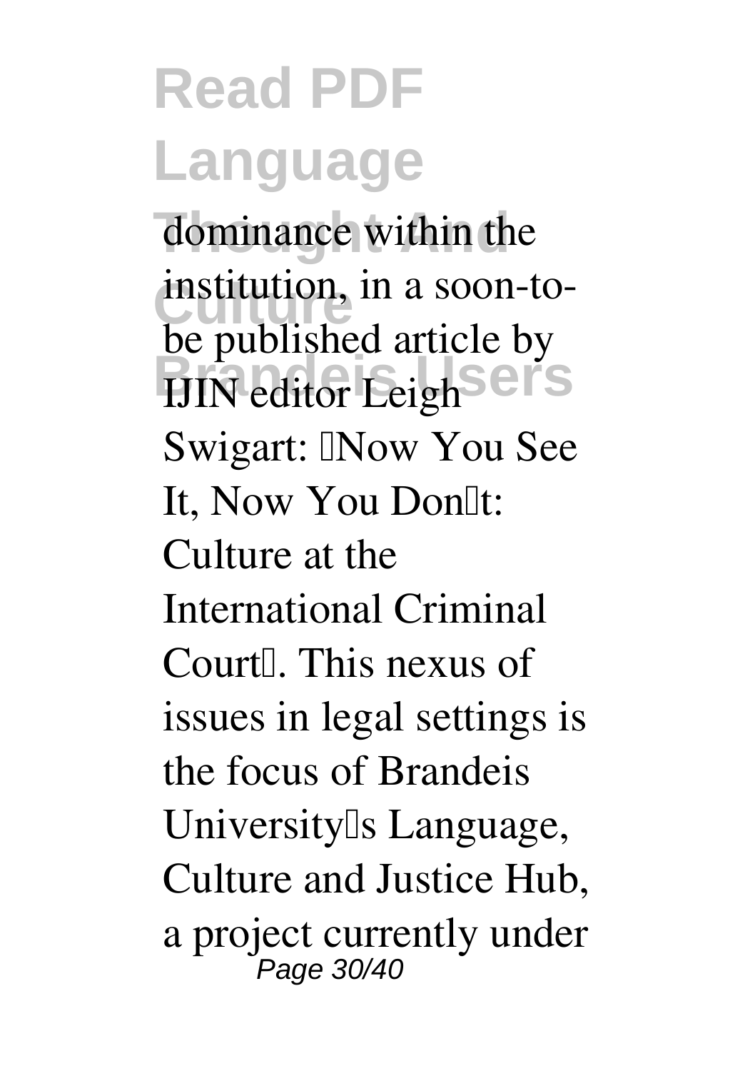dominance within the institution, in a soon-to-be published article by IJIN editor Leigh Swigart: "Now You See It, Now You Don't: Culture at the International Criminal Court". This nexus of issues in legal settings is the focus of Brandeis University's Language, Culture and Justice Hub, a project currently under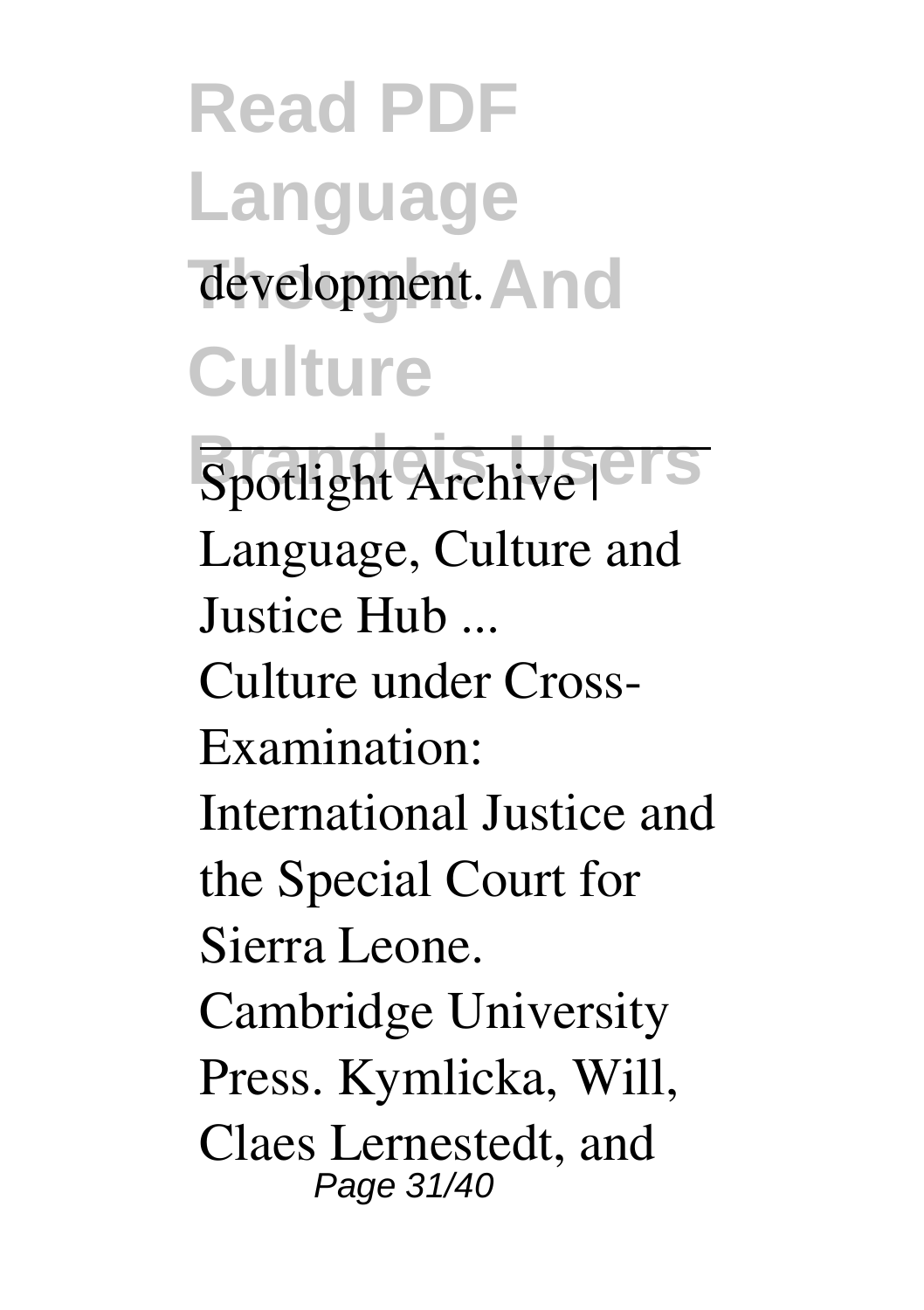development.

Spotlight Archive | Language, Culture and Justice Hub ...

Culture under Cross-Examination: International Justice and the Special Court for Sierra Leone. Cambridge University Press. Kymlicka, Will, Claes Lernestedt, and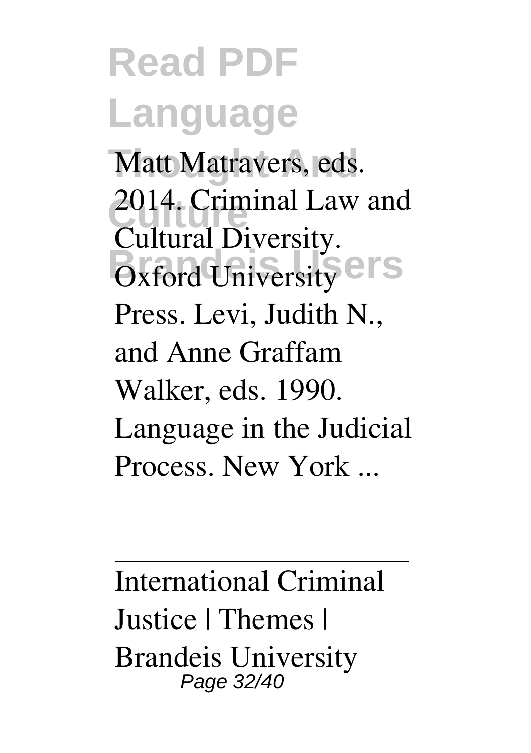Matt Matravers, eds. 2014. Criminal Law and Cultural Diversity. Oxford University Press. Levi, Judith N., and Anne Graffam Walker, eds. 1990. Language in the Judicial Process. New York ...

---

International Criminal Justice | Themes | Brandeis University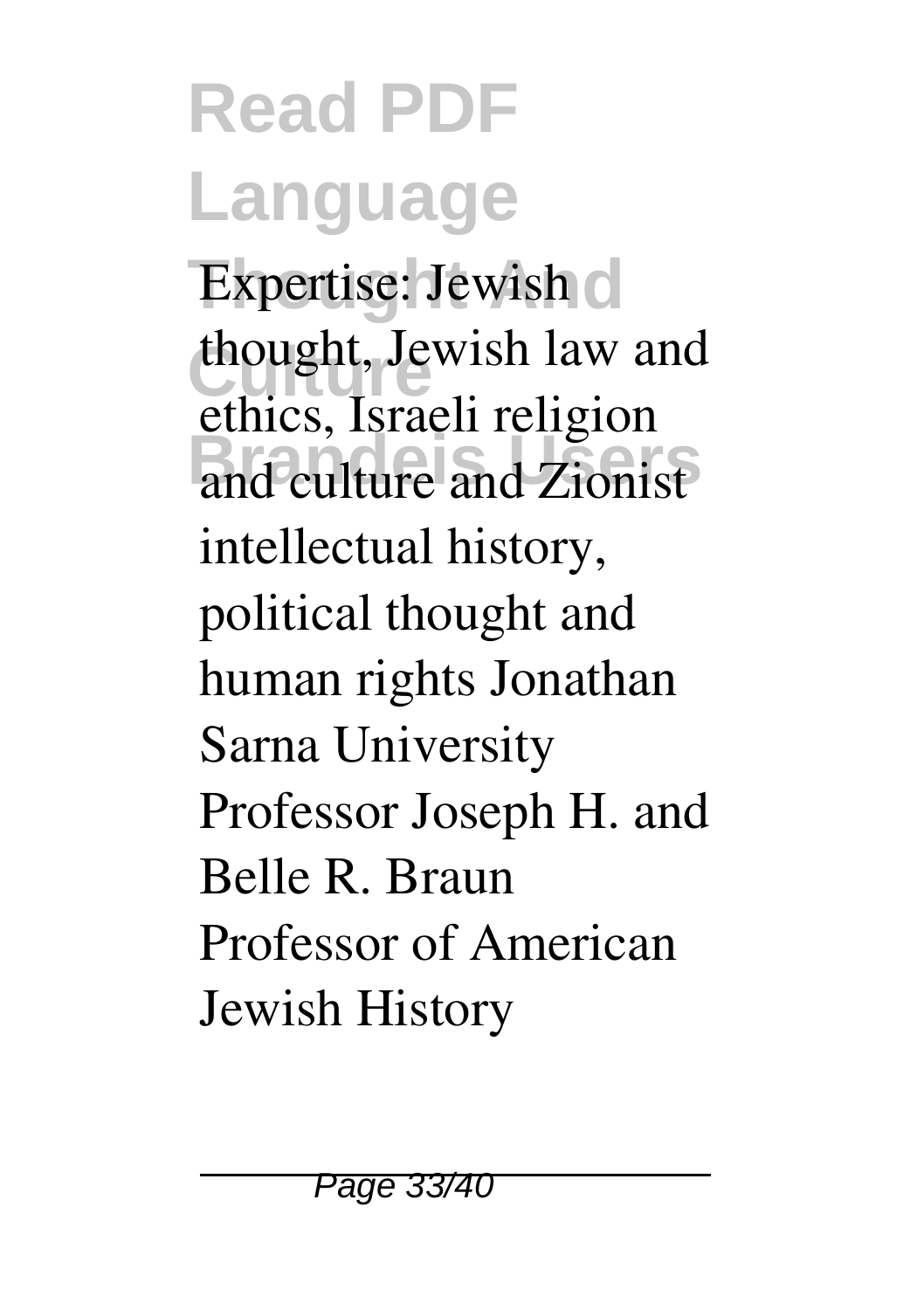Expertise: Jewish thought, Jewish law and ethics, Israeli religion and culture and Zionist intellectual history, political thought and human rights Jonathan Sarna University Professor Joseph H. and Belle R. Braun Professor of American Jewish History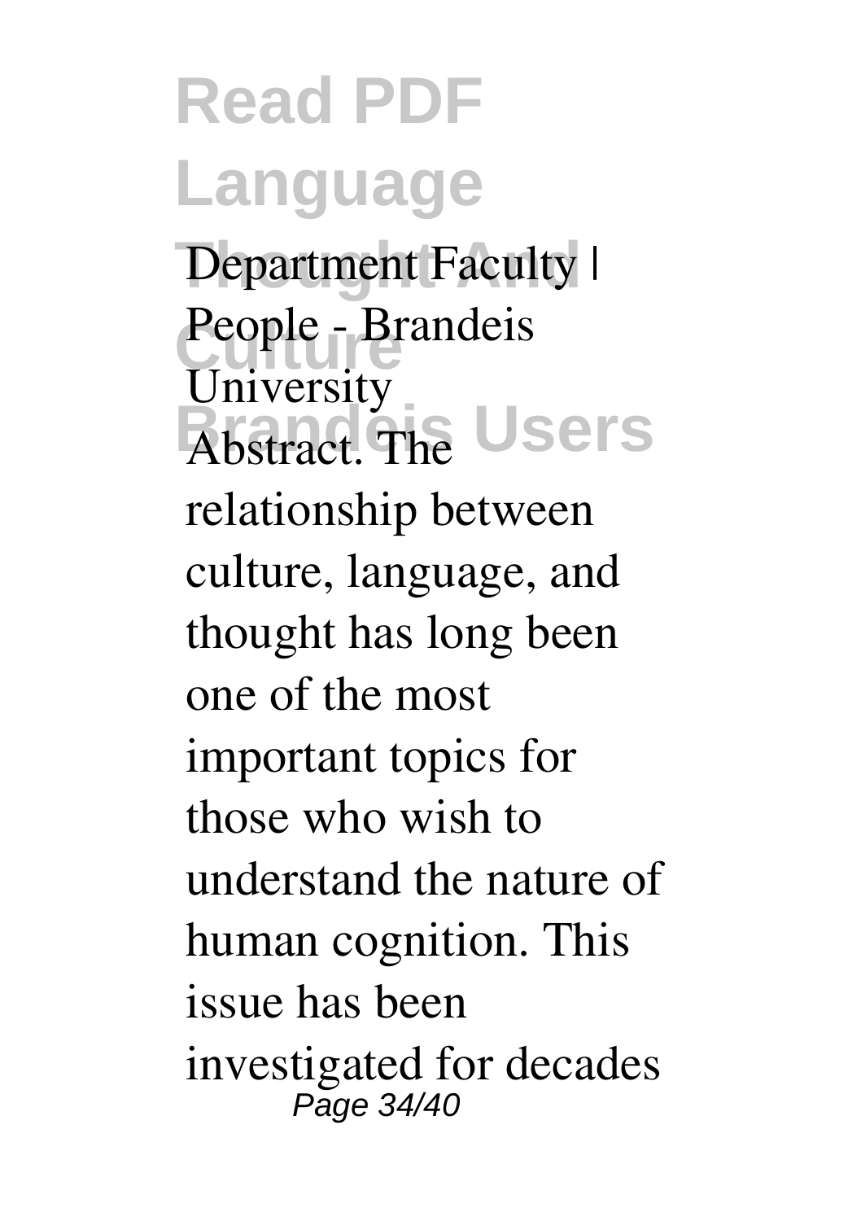Department Faculty | People - Brandeis University

Abstract. The relationship between culture, language, and thought has long been one of the most important topics for those who wish to understand the nature of human cognition. This issue has been investigated for decades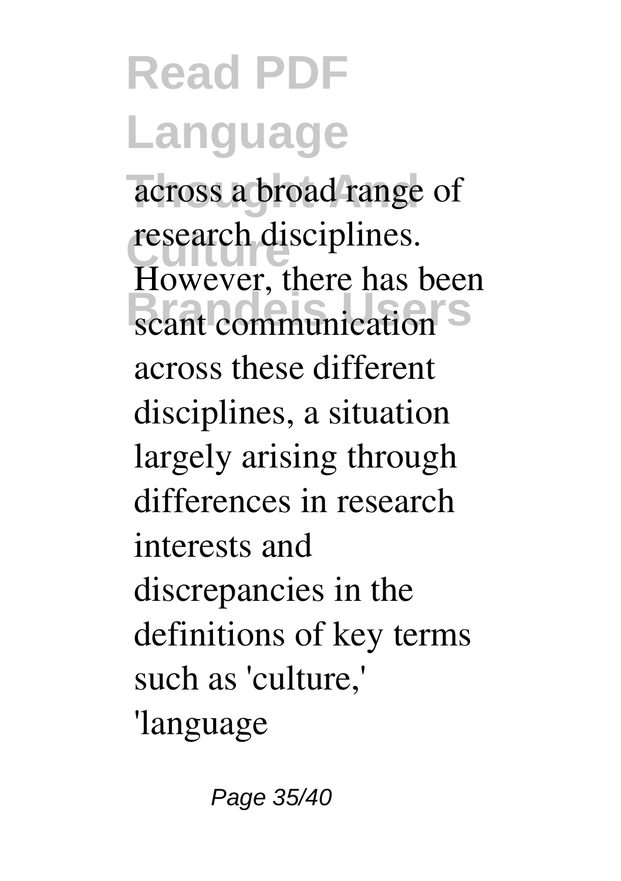across a broad range of research disciplines. However, there has been scant communication across these different disciplines, a situation largely arising through differences in research interests and discrepancies in the definitions of key terms such as 'culture,' 'language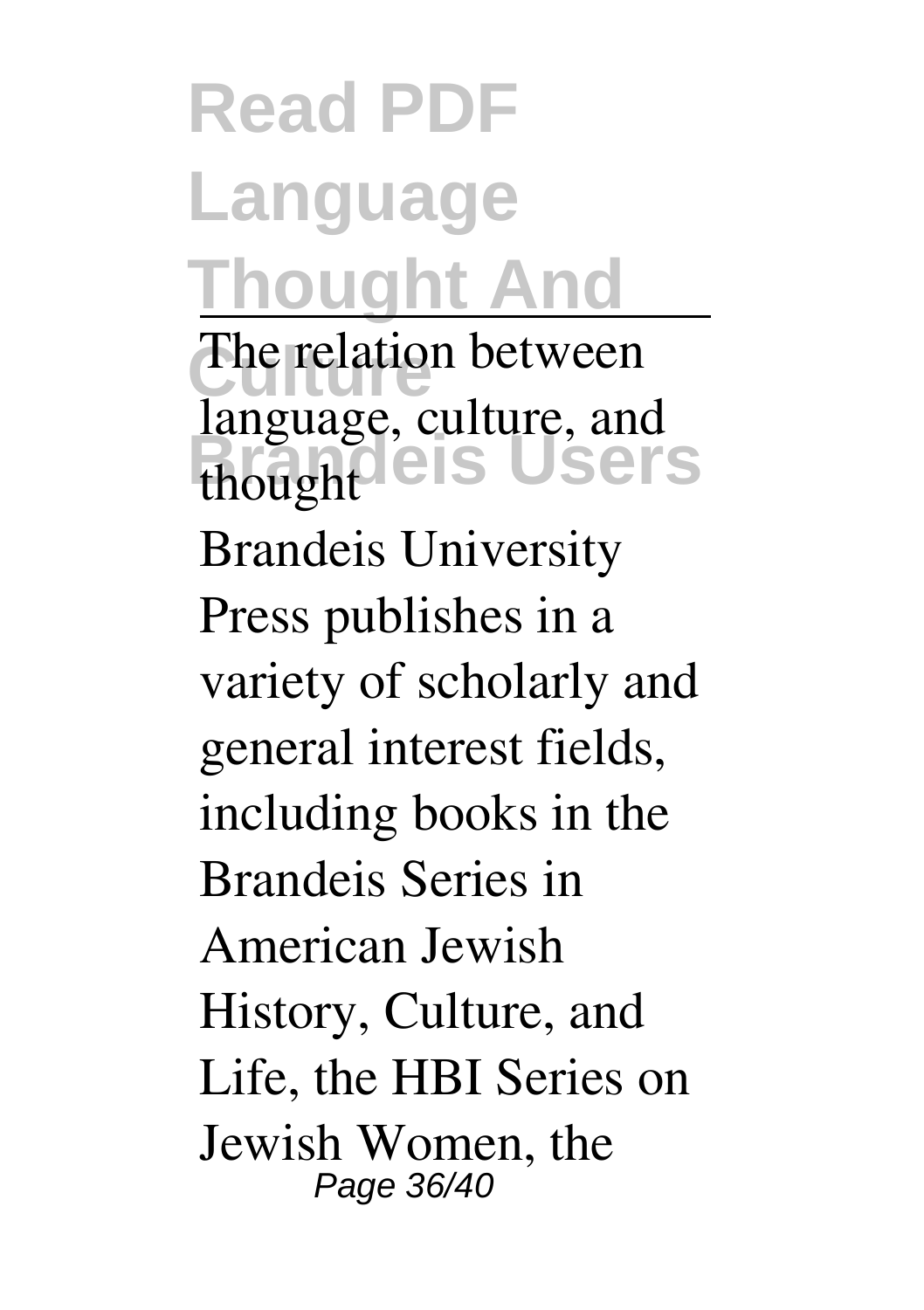The relation between language, culture, and thought

Brandeis University Press publishes in a variety of scholarly and general interest fields, including books in the Brandeis Series in American Jewish History, Culture, and Life, the HBI Series on Jewish Women, the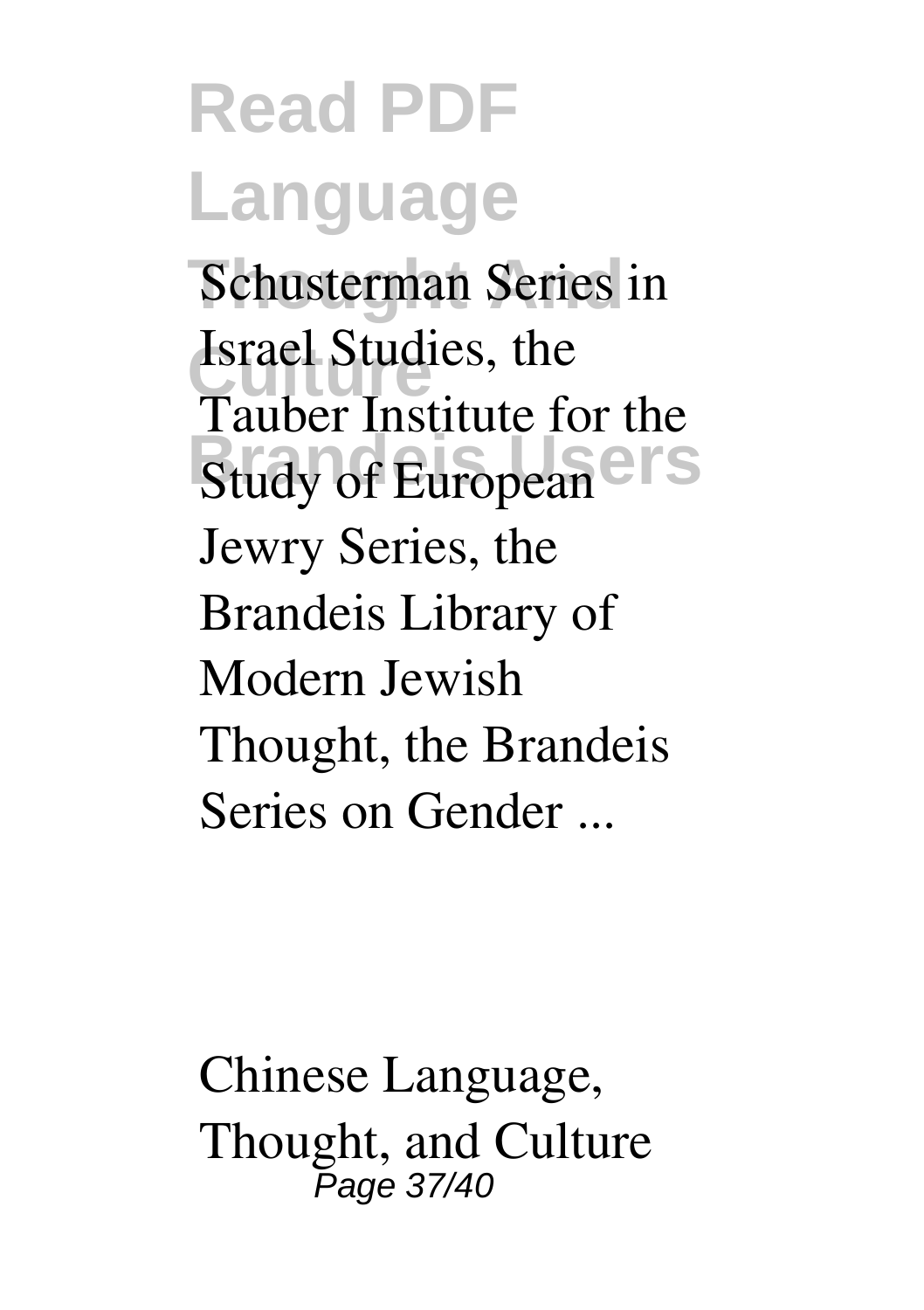Schusterman Series in Israel Studies, the Tauber Institute for the Study of European Jewry Series, the Brandeis Library of Modern Jewish Thought, the Brandeis Series on Gender ...

Chinese Language, Thought, and Culture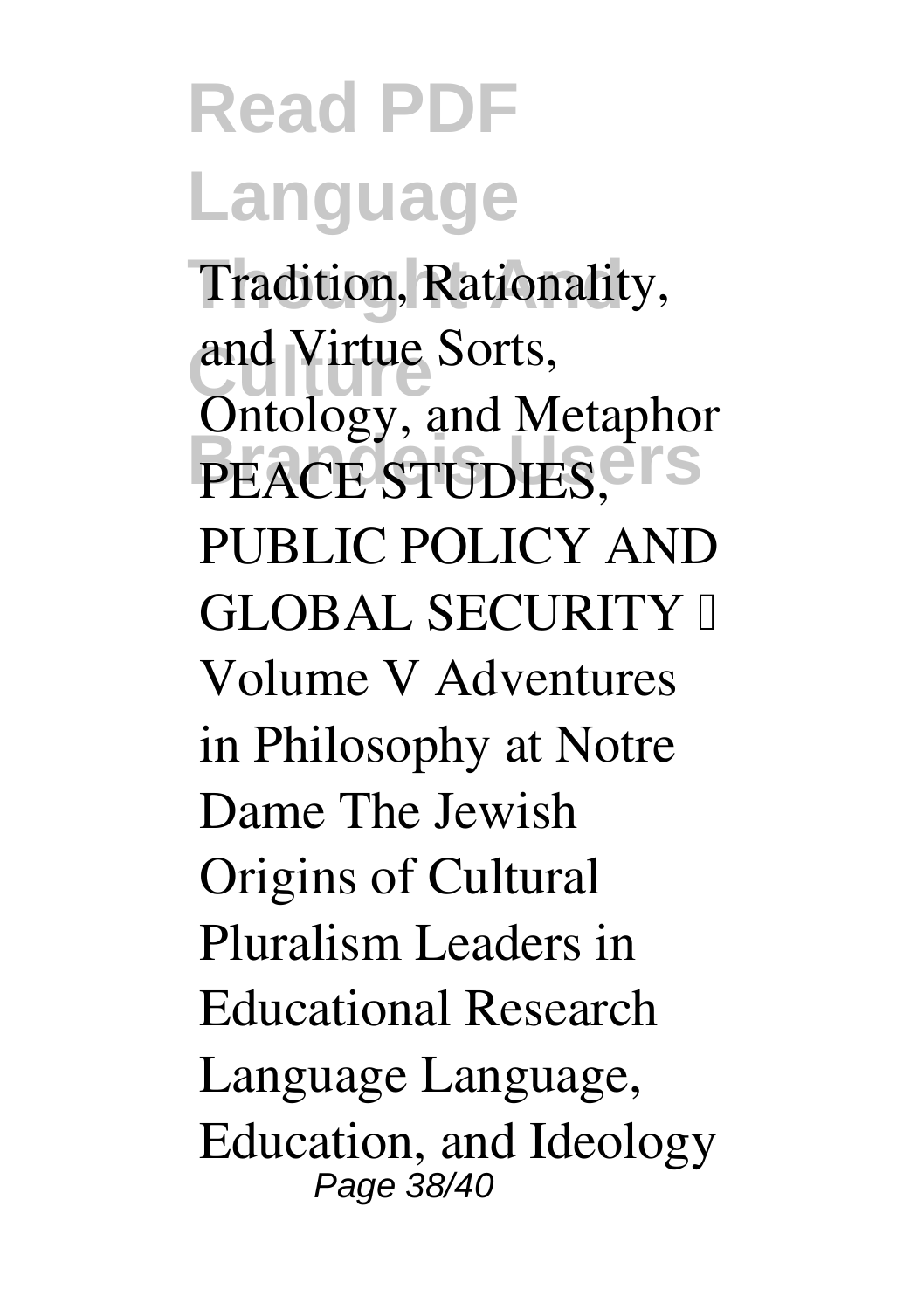Tradition, Rationality, and Virtue Sorts, Ontology, and Metaphor PEACE STUDIES, PUBLIC POLICY AND GLOBAL SECURITY – Volume V Adventures in Philosophy at Notre Dame The Jewish Origins of Cultural Pluralism Leaders in Educational Research Language Language, Education, and Ideology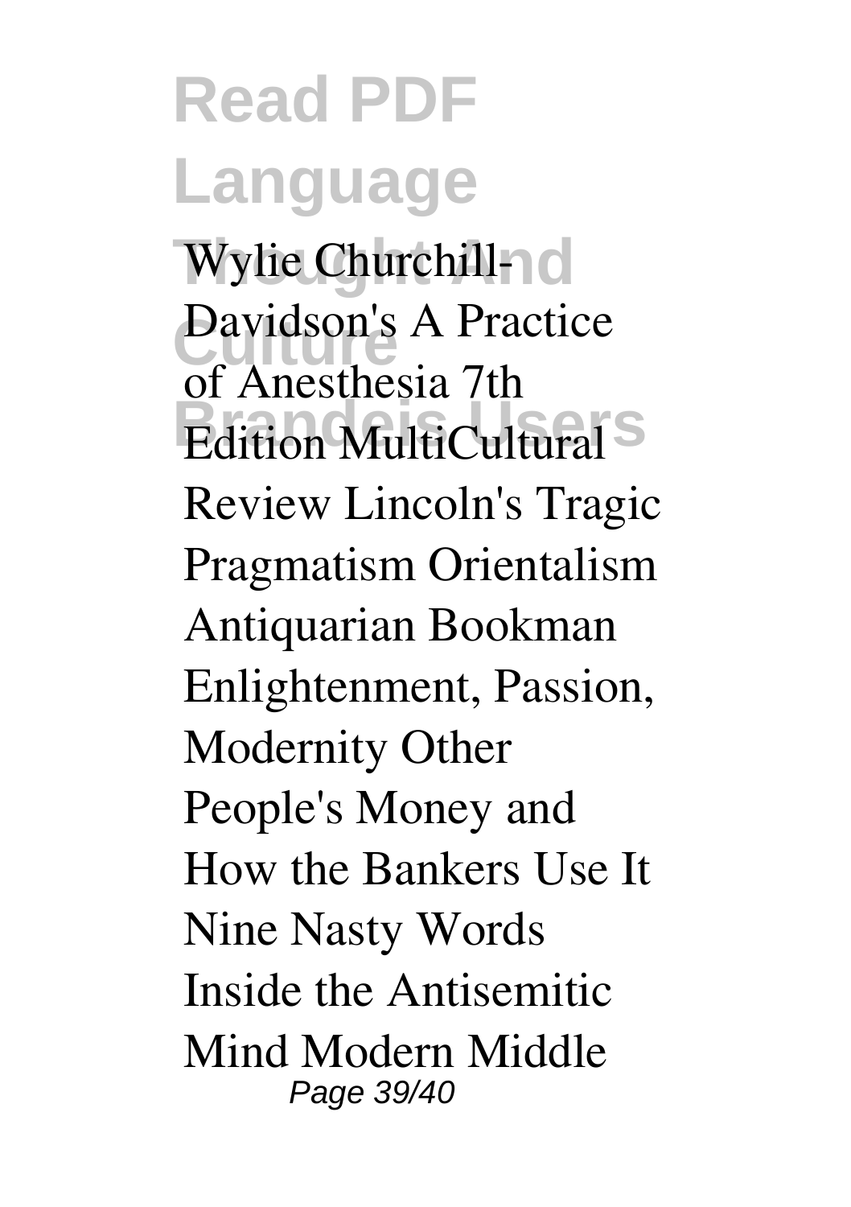Wylie Churchill-Davidson's A Practice of Anesthesia 7th Edition MultiCultural Review Lincoln's Tragic Pragmatism Orientalism Antiquarian Bookman Enlightenment, Passion, Modernity Other People's Money and How the Bankers Use It Nine Nasty Words Inside the Antisemitic Mind Modern Middle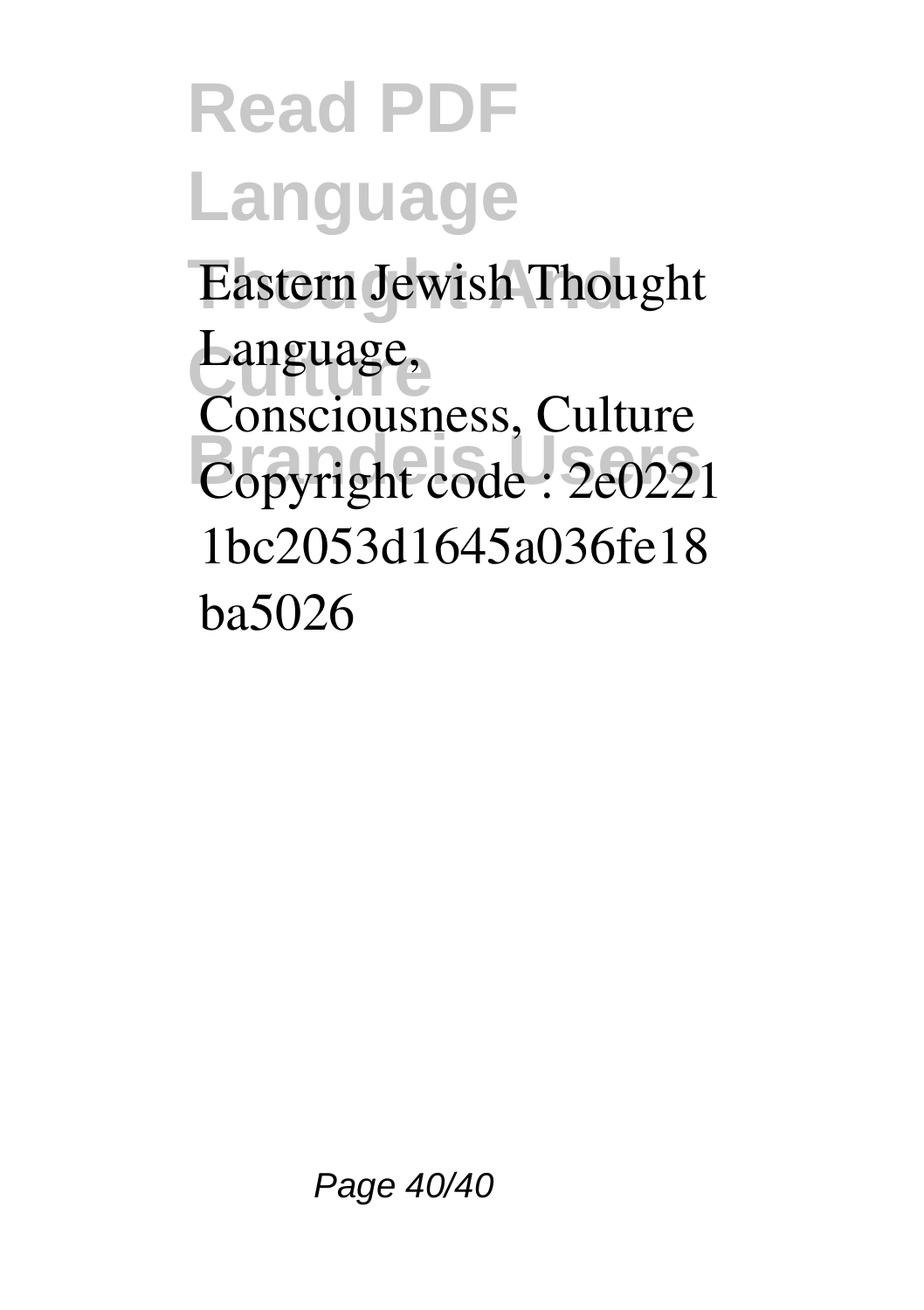Eastern Jewish Thought
Language,
Consciousness, Culture
Copyright code : 2e02211bc2053d1645a036fe18ba5026